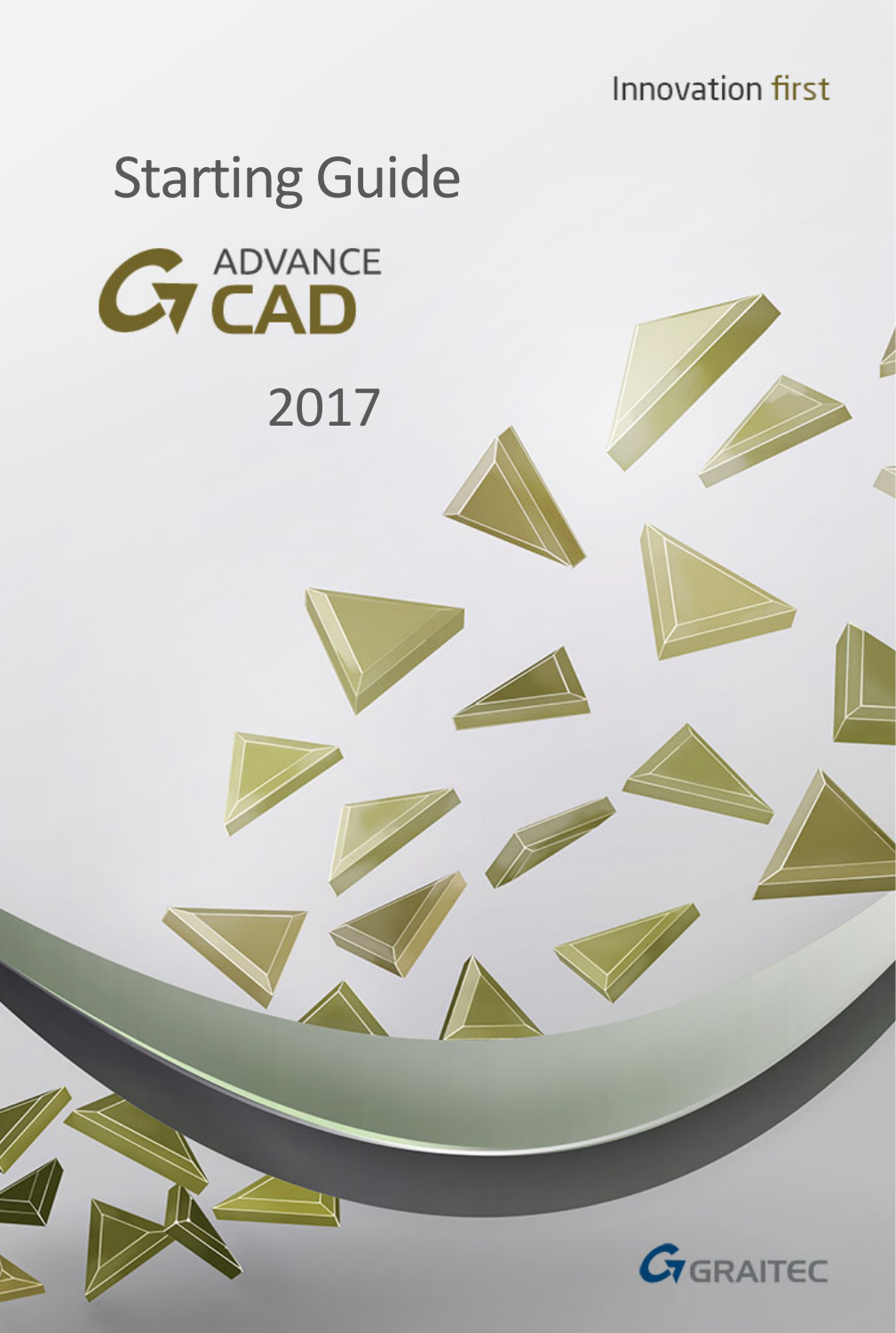Innovation first

# Starting Guide

ADVANCE CAD

2017

GRAITEC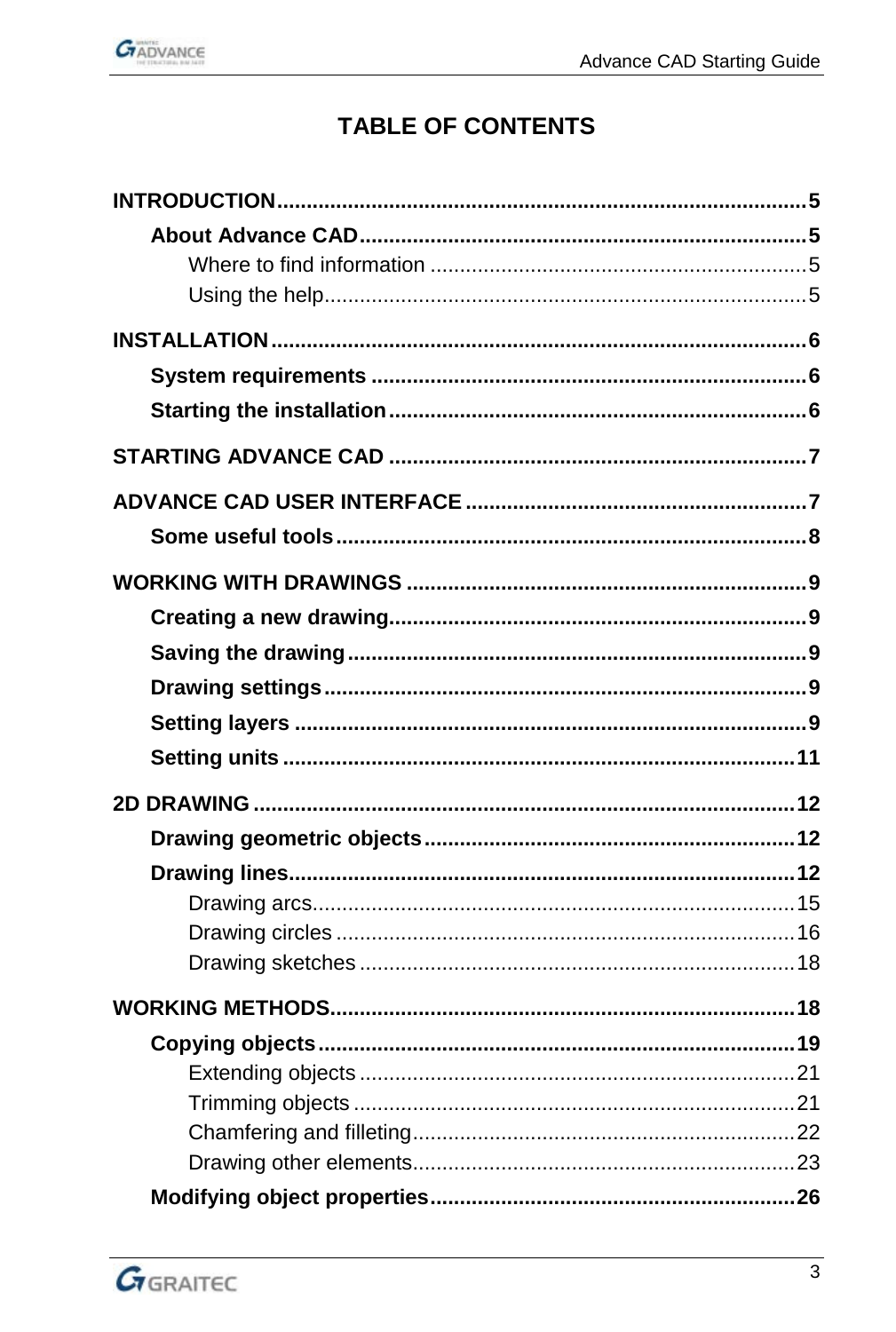# TABLE OF CONTENTS

**INTRODUCTION** .......... **5**
- **About Advance CAD** .......... **5**
  - Where to find information .......... 5
  - Using the help .......... 5

**INSTALLATION** .......... **6**
- **System requirements** .......... **6**
- **Starting the installation** .......... **6**

**STARTING ADVANCE CAD** .......... **7**

**ADVANCE CAD USER INTERFACE** .......... **7**
- **Some useful tools** .......... **8**

**WORKING WITH DRAWINGS** .......... **9**
- **Creating a new drawing** .......... **9**
- **Saving the drawing** .......... **9**
- **Drawing settings** .......... **9**
- **Setting layers** .......... **9**
- **Setting units** .......... **11**

**2D DRAWING** .......... **12**
- **Drawing geometric objects** .......... **12**
- **Drawing lines** .......... **12**
  - Drawing arcs .......... 15
  - Drawing circles .......... 16
  - Drawing sketches .......... 18

**WORKING METHODS** .......... **18**
- **Copying objects** .......... **19**
  - Extending objects .......... 21
  - Trimming objects .......... 21
  - Chamfering and filleting .......... 22
  - Drawing other elements .......... 23
- **Modifying object properties** .......... **26**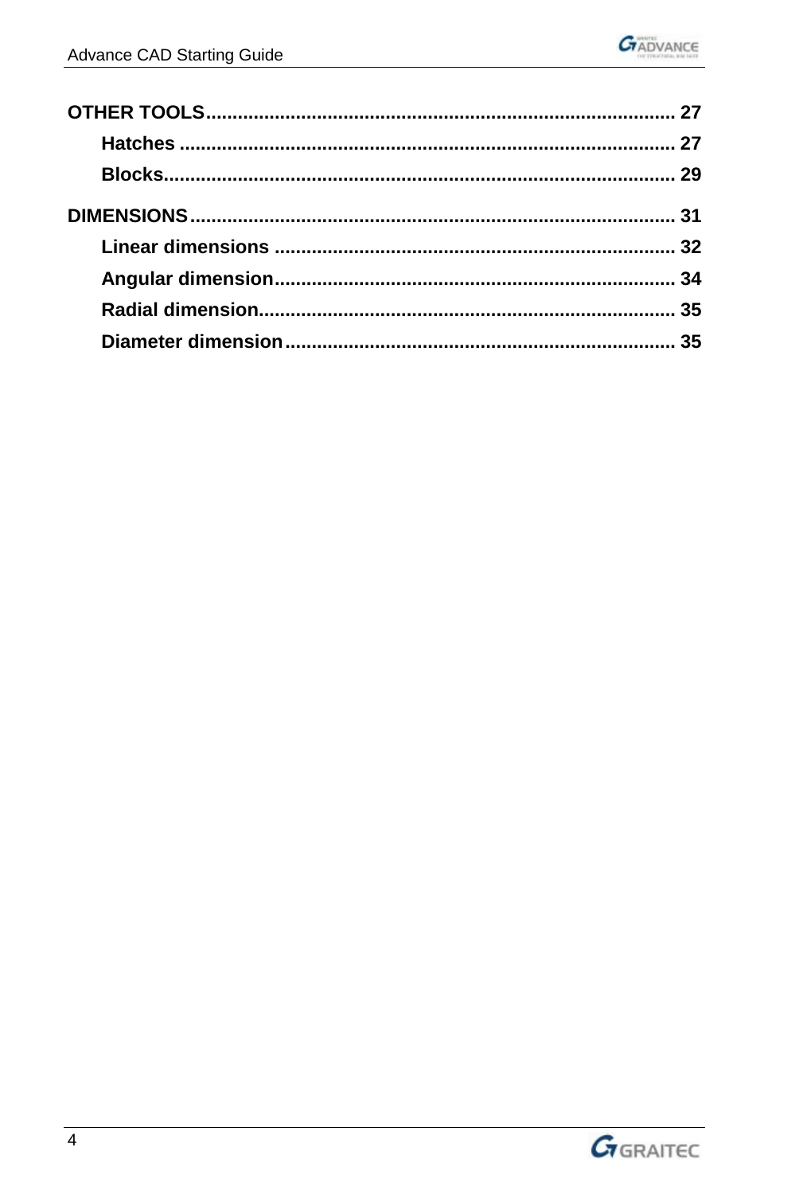**OTHER TOOLS** ........................................................................................ 27

- **Hatches** ............................................................................................ 27
- **Blocks** ................................................................................................ 29

**DIMENSIONS** .......................................................................................... 31

- **Linear dimensions** ............................................................................ 32
- **Angular dimension** ............................................................................ 34
- **Radial dimension** .............................................................................. 35
- **Diameter dimension** .......................................................................... 35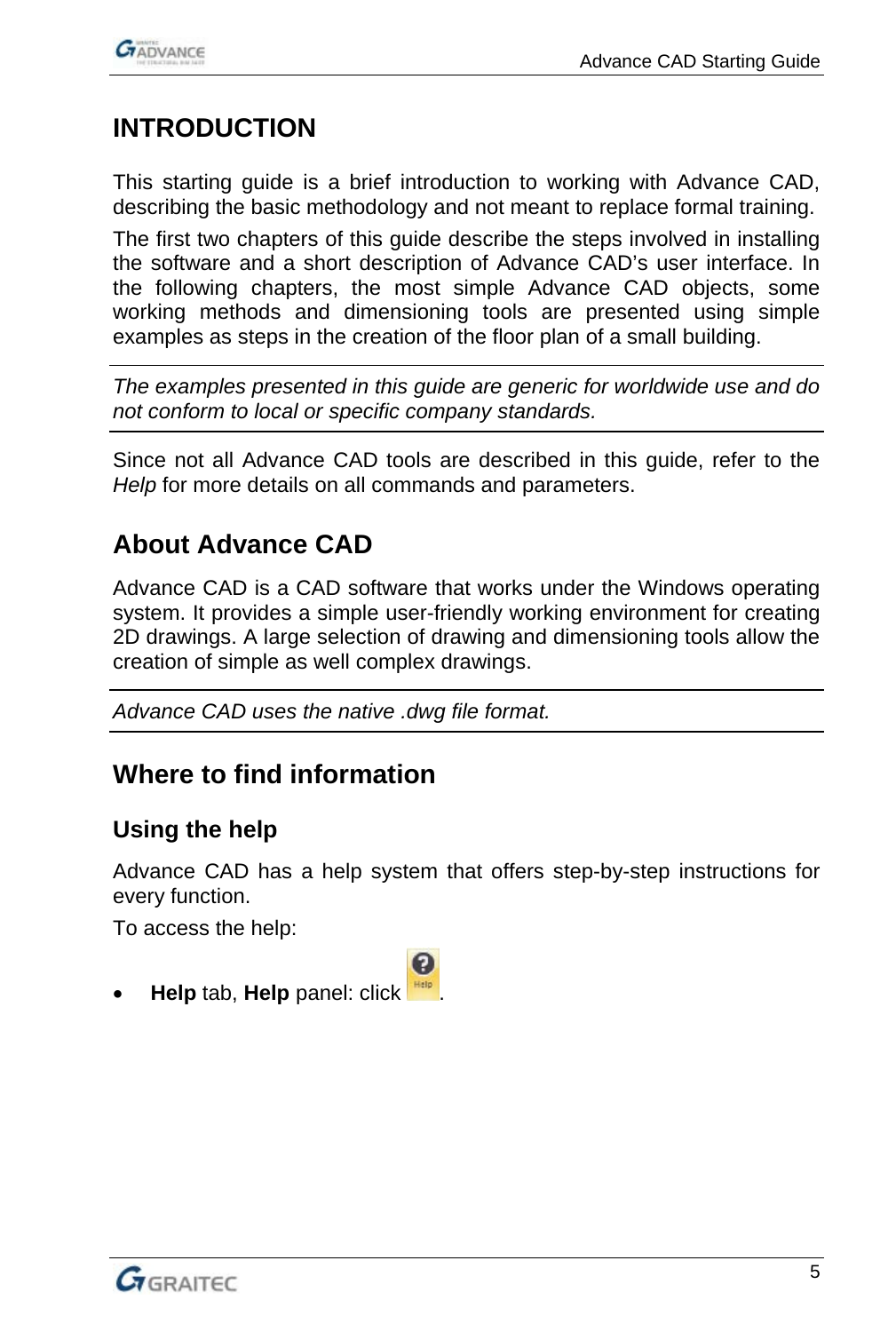# INTRODUCTION

This starting guide is a brief introduction to working with Advance CAD, describing the basic methodology and not meant to replace formal training.

The first two chapters of this guide describe the steps involved in installing the software and a short description of Advance CAD's user interface. In the following chapters, the most simple Advance CAD objects, some working methods and dimensioning tools are presented using simple examples as steps in the creation of the floor plan of a small building.

---

*The examples presented in this guide are generic for worldwide use and do not conform to local or specific company standards.*

---

Since not all Advance CAD tools are described in this guide, refer to the *Help* for more details on all commands and parameters.

## About Advance CAD

Advance CAD is a CAD software that works under the Windows operating system. It provides a simple user-friendly working environment for creating 2D drawings. A large selection of drawing and dimensioning tools allow the creation of simple as well complex drawings.

---

*Advance CAD uses the native .dwg file format.*

---

## Where to find information

### Using the help

Advance CAD has a help system that offers step-by-step instructions for every function.

To access the help:

- **Help** tab, **Help** panel: click .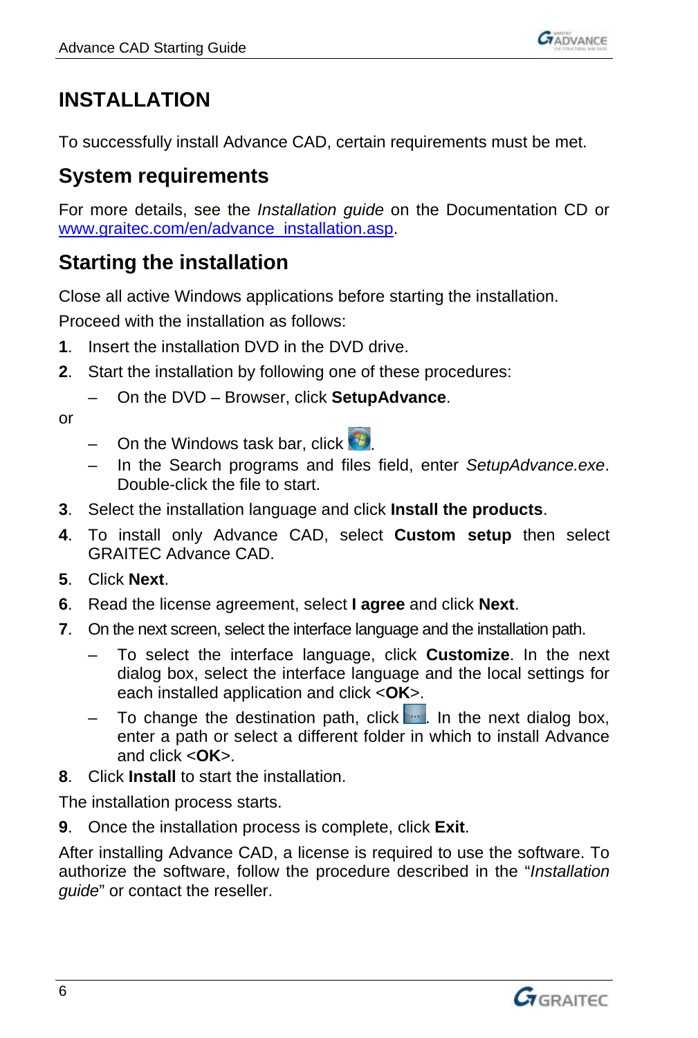# INSTALLATION

To successfully install Advance CAD, certain requirements must be met.

## System requirements

For more details, see the *Installation guide* on the Documentation CD or www.graitec.com/en/advance_installation.asp.

## Starting the installation

Close all active Windows applications before starting the installation.

Proceed with the installation as follows:

**1**. Insert the installation DVD in the DVD drive.

**2**. Start the installation by following one of these procedures:

– On the DVD – Browser, click **SetupAdvance**.

or

– On the Windows task bar, click .

– In the Search programs and files field, enter *SetupAdvance.exe*. Double-click the file to start.

**3**. Select the installation language and click **Install the products**.

**4**. To install only Advance CAD, select **Custom setup** then select GRAITEC Advance CAD.

**5**. Click **Next**.

**6**. Read the license agreement, select **I agree** and click **Next**.

**7**. On the next screen, select the interface language and the installation path.

– To select the interface language, click **Customize**. In the next dialog box, select the interface language and the local settings for each installed application and click <**OK**>.

– To change the destination path, click . In the next dialog box, enter a path or select a different folder in which to install Advance and click <**OK**>.

**8**. Click **Install** to start the installation.

The installation process starts.

**9**. Once the installation process is complete, click **Exit**.

After installing Advance CAD, a license is required to use the software. To authorize the software, follow the procedure described in the "*Installation guide*" or contact the reseller.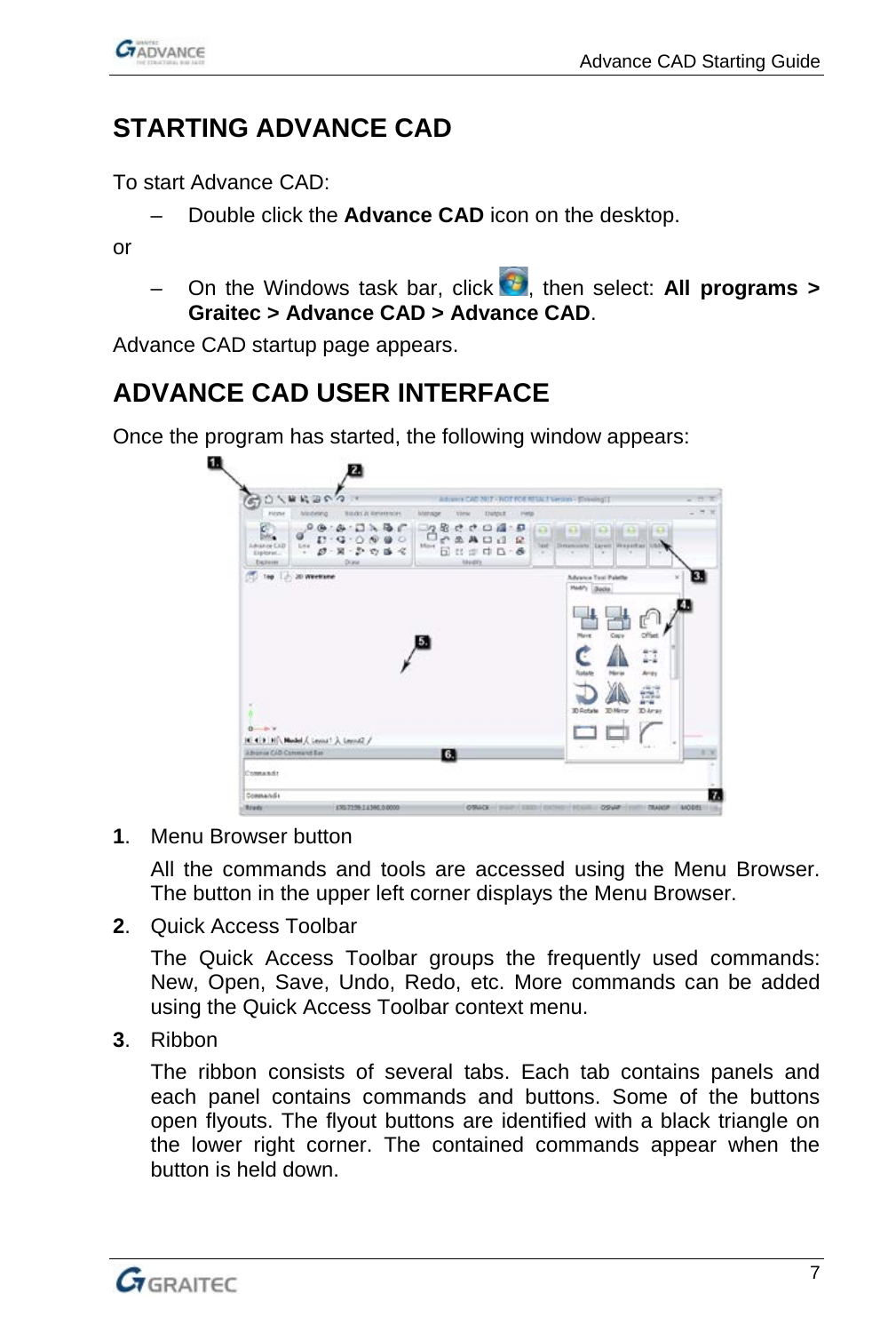# STARTING ADVANCE CAD

To start Advance CAD:

– Double click the **Advance CAD** icon on the desktop.

or

– On the Windows task bar, click , then select: **All programs > Graitec > Advance CAD > Advance CAD**.

Advance CAD startup page appears.

# ADVANCE CAD USER INTERFACE

Once the program has started, the following window appears:

**1**. Menu Browser button

All the commands and tools are accessed using the Menu Browser. The button in the upper left corner displays the Menu Browser.

**2**. Quick Access Toolbar

The Quick Access Toolbar groups the frequently used commands: New, Open, Save, Undo, Redo, etc. More commands can be added using the Quick Access Toolbar context menu.

**3**. Ribbon

The ribbon consists of several tabs. Each tab contains panels and each panel contains commands and buttons. Some of the buttons open flyouts. The flyout buttons are identified with a black triangle on the lower right corner. The contained commands appear when the button is held down.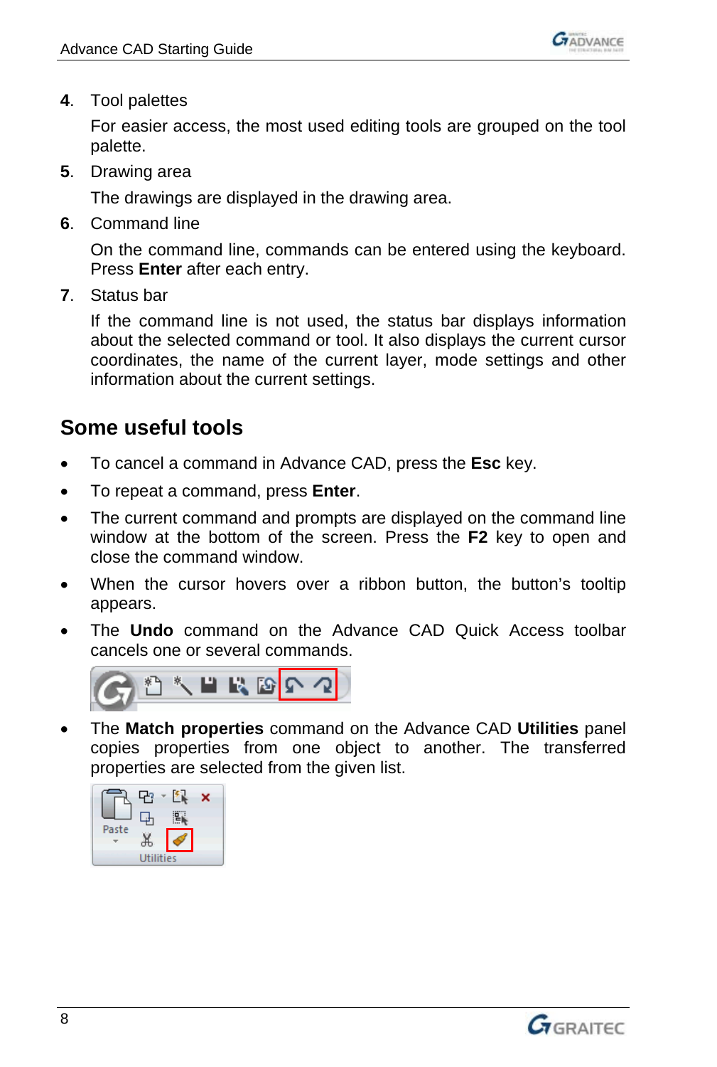4. Tool palettes

   For easier access, the most used editing tools are grouped on the tool palette.

5. Drawing area

   The drawings are displayed in the drawing area.

6. Command line

   On the command line, commands can be entered using the keyboard. Press **Enter** after each entry.

7. Status bar

   If the command line is not used, the status bar displays information about the selected command or tool. It also displays the current cursor coordinates, the name of the current layer, mode settings and other information about the current settings.

## Some useful tools

- To cancel a command in Advance CAD, press the **Esc** key.
- To repeat a command, press **Enter**.
- The current command and prompts are displayed on the command line window at the bottom of the screen. Press the **F2** key to open and close the command window.
- When the cursor hovers over a ribbon button, the button's tooltip appears.
- The **Undo** command on the Advance CAD Quick Access toolbar cancels one or several commands.
- The **Match properties** command on the Advance CAD **Utilities** panel copies properties from one object to another. The transferred properties are selected from the given list.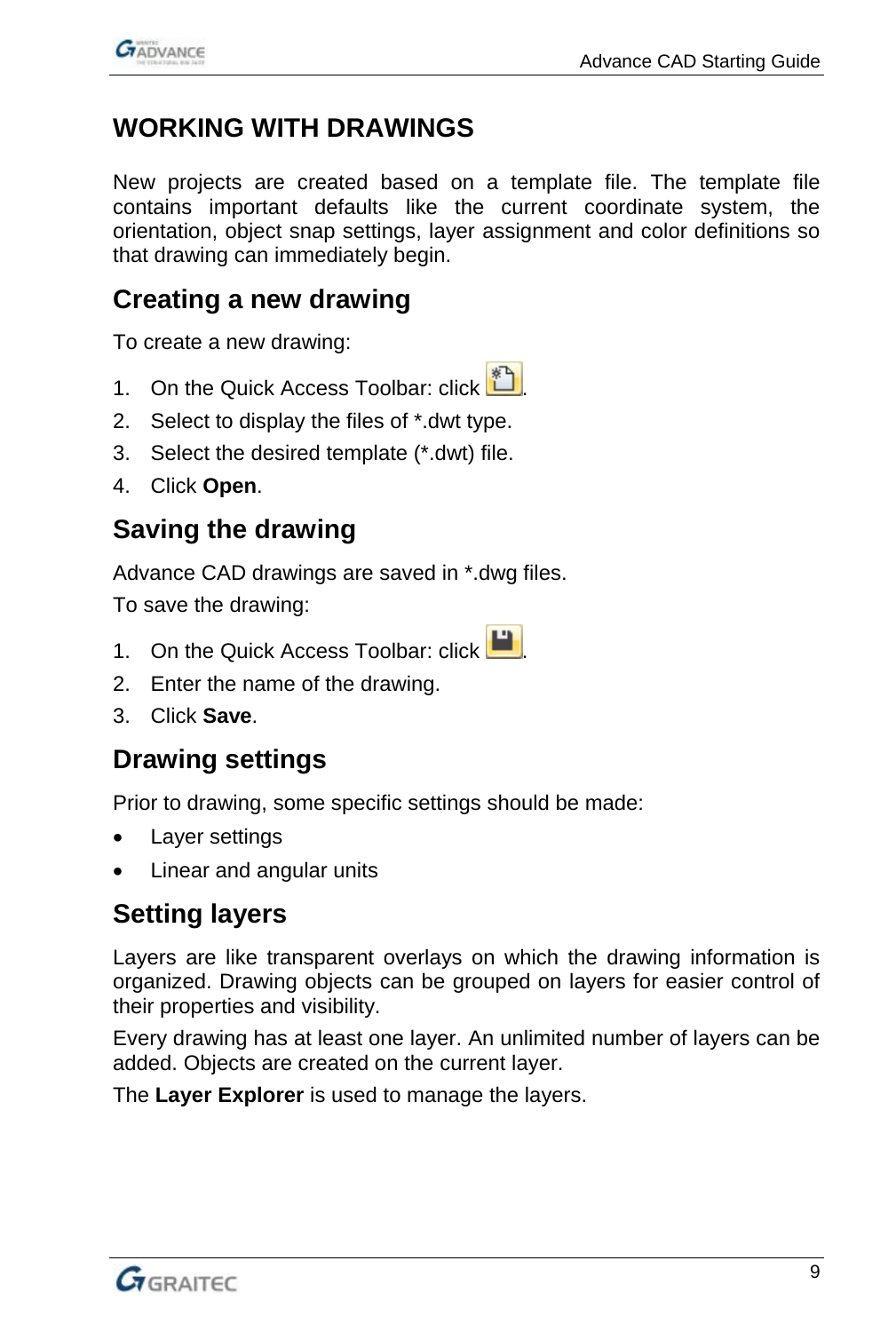# WORKING WITH DRAWINGS

New projects are created based on a template file. The template file contains important defaults like the current coordinate system, the orientation, object snap settings, layer assignment and color definitions so that drawing can immediately begin.

## Creating a new drawing

To create a new drawing:

1. On the Quick Access Toolbar: click .
2. Select to display the files of *.dwt type.
3. Select the desired template (*.dwt) file.
4. Click **Open**.

## Saving the drawing

Advance CAD drawings are saved in *.dwg files.

To save the drawing:

1. On the Quick Access Toolbar: click .
2. Enter the name of the drawing.
3. Click **Save**.

## Drawing settings

Prior to drawing, some specific settings should be made:

- Layer settings
- Linear and angular units

## Setting layers

Layers are like transparent overlays on which the drawing information is organized. Drawing objects can be grouped on layers for easier control of their properties and visibility.

Every drawing has at least one layer. An unlimited number of layers can be added. Objects are created on the current layer.

The **Layer Explorer** is used to manage the layers.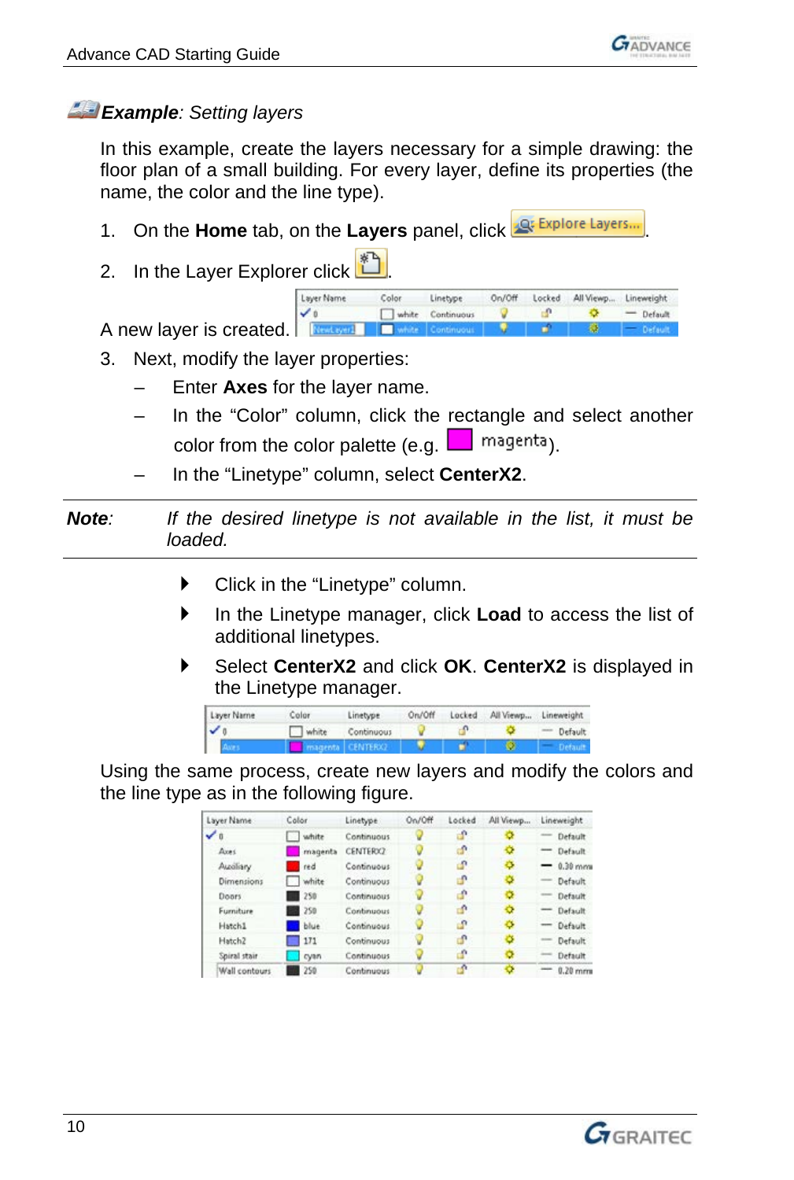### *Example*: *Setting layers*

In this example, create the layers necessary for a simple drawing: the floor plan of a small building. For every layer, define its properties (the name, the color and the line type).

1. On the **Home** tab, on the **Layers** panel, click Explore Layers... .
2. In the Layer Explorer click .

A new layer is created.

| Layer Name | Color | Linetype | On/Off | Locked | All Viewp... | Lineweight |
|---|---|---|---|---|---|---|
| ✓ 0 | white | Continuous | | | | Default |
| NewLayer1 | white | Continuous | | | | Default |

3. Next, modify the layer properties:
   - Enter **Axes** for the layer name.
   - In the "Color" column, click the rectangle and select another color from the color palette (e.g. magenta).
   - In the "Linetype" column, select **CenterX2**.

---

***Note***: *If the desired linetype is not available in the list, it must be loaded.*

---

- Click in the "Linetype" column.
- In the Linetype manager, click **Load** to access the list of additional linetypes.
- Select **CenterX2** and click **OK**. **CenterX2** is displayed in the Linetype manager.

| Layer Name | Color | Linetype | On/Off | Locked | All Viewp... | Lineweight |
|---|---|---|---|---|---|---|
| ✓ 0 | white | Continuous | | | | Default |
| Axes | magenta | CENTERX2 | | | | Default |

Using the same process, create new layers and modify the colors and the line type as in the following figure.

| Layer Name | Color | Linetype | On/Off | Locked | All Viewp... | Lineweight |
|---|---|---|---|---|---|---|
| ✓ 0 | white | Continuous | | | | Default |
| Axes | magenta | CENTERX2 | | | | Default |
| Auxiliary | red | Continuous | | | | 0.30 mm |
| Dimensions | white | Continuous | | | | Default |
| Doors | 250 | Continuous | | | | Default |
| Furniture | 250 | Continuous | | | | Default |
| Hatch1 | blue | Continuous | | | | Default |
| Hatch2 | 171 | Continuous | | | | Default |
| Spiral stair | cyan | Continuous | | | | Default |
| Wall contours | 250 | Continuous | | | | 0.20 mm |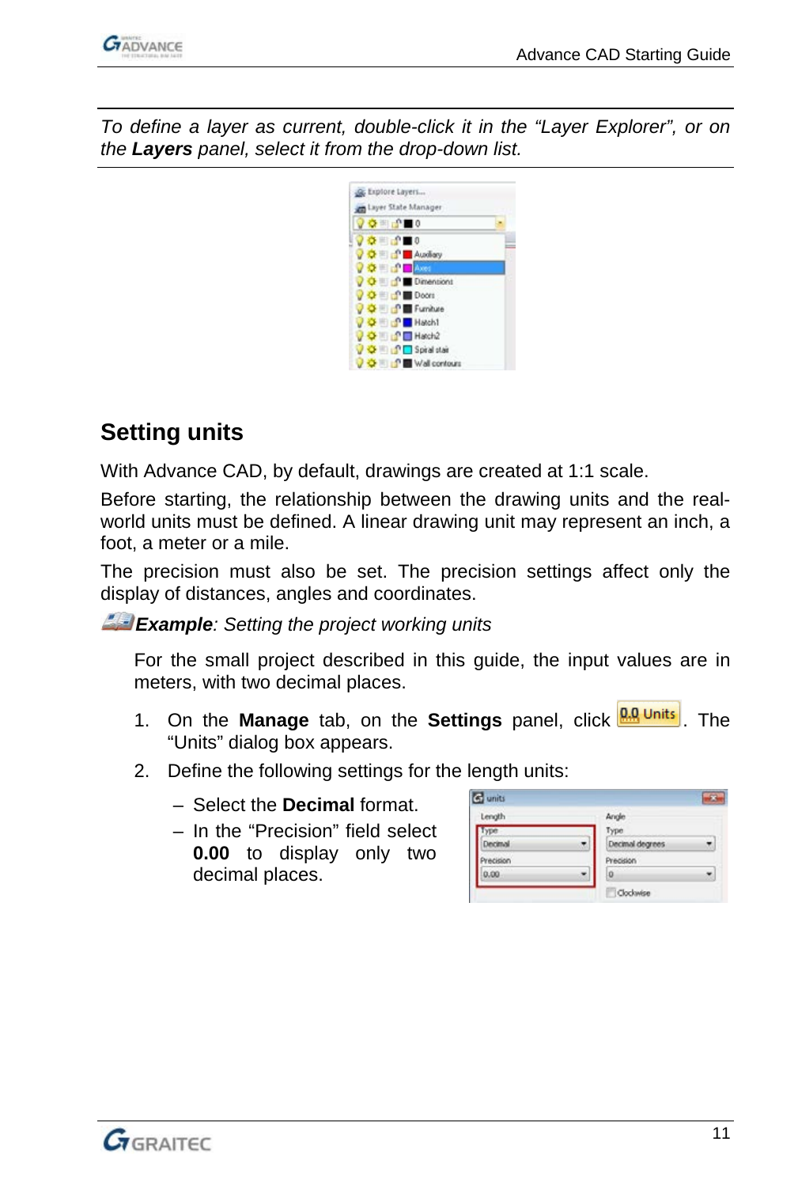*To define a layer as current, double-click it in the "Layer Explorer", or on the **Layers** panel, select it from the drop-down list.*

## Setting units

With Advance CAD, by default, drawings are created at 1:1 scale.

Before starting, the relationship between the drawing units and the real-world units must be defined. A linear drawing unit may represent an inch, a foot, a meter or a mile.

The precision must also be set. The precision settings affect only the display of distances, angles and coordinates.

***Example**: Setting the project working units*

For the small project described in this guide, the input values are in meters, with two decimal places.

1. On the **Manage** tab, on the **Settings** panel, click 0.0 Units. The "Units" dialog box appears.
2. Define the following settings for the length units:
   - Select the **Decimal** format.
   - In the "Precision" field select **0.00** to display only two decimal places.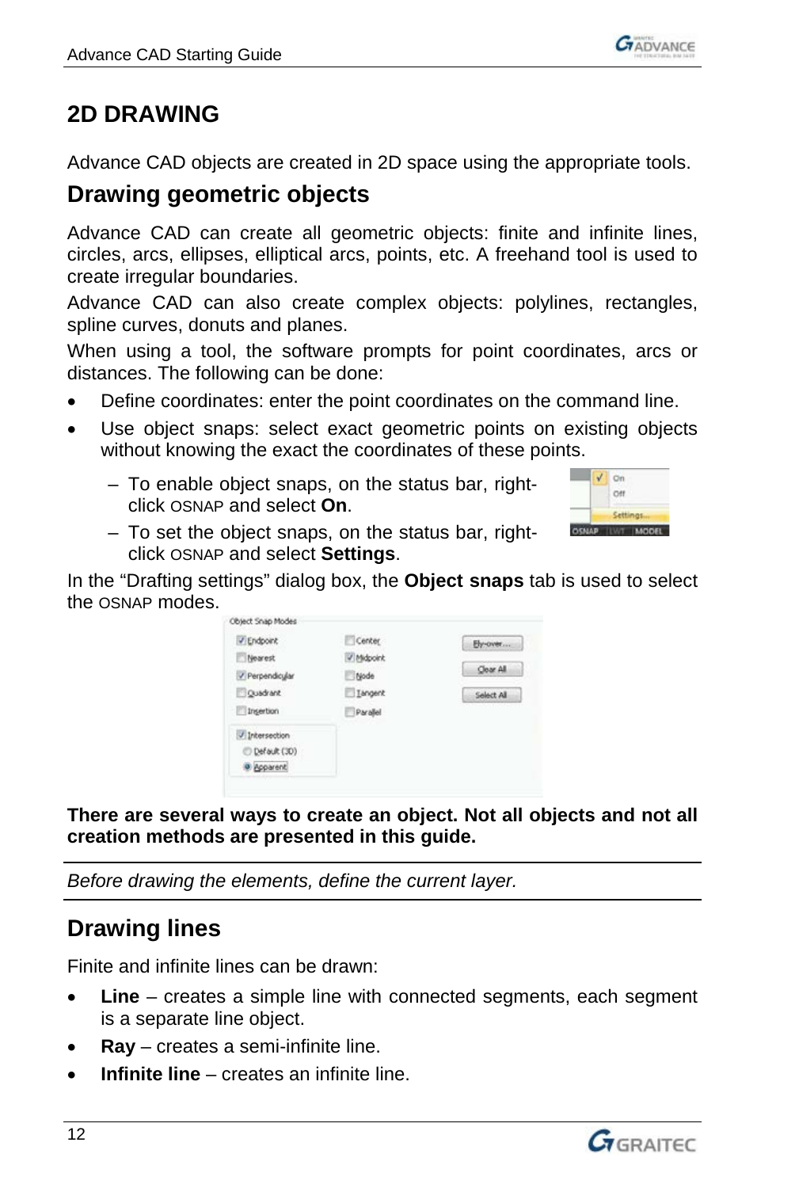# 2D DRAWING

Advance CAD objects are created in 2D space using the appropriate tools.

## Drawing geometric objects

Advance CAD can create all geometric objects: finite and infinite lines, circles, arcs, ellipses, elliptical arcs, points, etc. A freehand tool is used to create irregular boundaries.

Advance CAD can also create complex objects: polylines, rectangles, spline curves, donuts and planes.

When using a tool, the software prompts for point coordinates, arcs or distances. The following can be done:

- Define coordinates: enter the point coordinates on the command line.
- Use object snaps: select exact geometric points on existing objects without knowing the exact the coordinates of these points.
  - To enable object snaps, on the status bar, right-click OSNAP and select **On**.
  - To set the object snaps, on the status bar, right-click OSNAP and select **Settings**.

In the “Drafting settings” dialog box, the **Object snaps** tab is used to select the OSNAP modes.

**There are several ways to create an object. Not all objects and not all creation methods are presented in this guide.**

---

*Before drawing the elements, define the current layer.*

---

## Drawing lines

Finite and infinite lines can be drawn:

- **Line** – creates a simple line with connected segments, each segment is a separate line object.
- **Ray** – creates a semi-infinite line.
- **Infinite line** – creates an infinite line.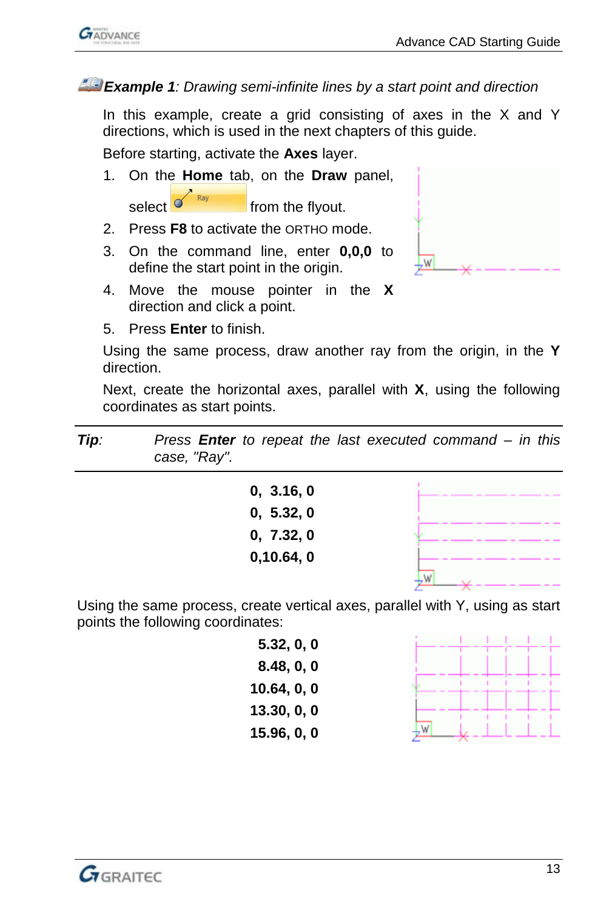***Example 1**: Drawing semi-infinite lines by a start point and direction*

In this example, create a grid consisting of axes in the X and Y directions, which is used in the next chapters of this guide.

Before starting, activate the **Axes** layer.

1. On the **Home** tab, on the **Draw** panel, select Ray from the flyout.
2. Press **F8** to activate the ORTHO mode.
3. On the command line, enter **0,0,0** to define the start point in the origin.
4. Move the mouse pointer in the **X** direction and click a point.
5. Press **Enter** to finish.

Using the same process, draw another ray from the origin, in the **Y** direction.

Next, create the horizontal axes, parallel with **X**, using the following coordinates as start points.

| | |
|---|---|
| ***Tip***: | *Press **Enter** to repeat the last executed command – in this case, "Ray".* |

**0, 3.16, 0**
**0, 5.32, 0**
**0, 7.32, 0**
**0,10.64, 0**

Using the same process, create vertical axes, parallel with Y, using as start points the following coordinates:

**5.32, 0, 0**
**8.48, 0, 0**
**10.64, 0, 0**
**13.30, 0, 0**
**15.96, 0, 0**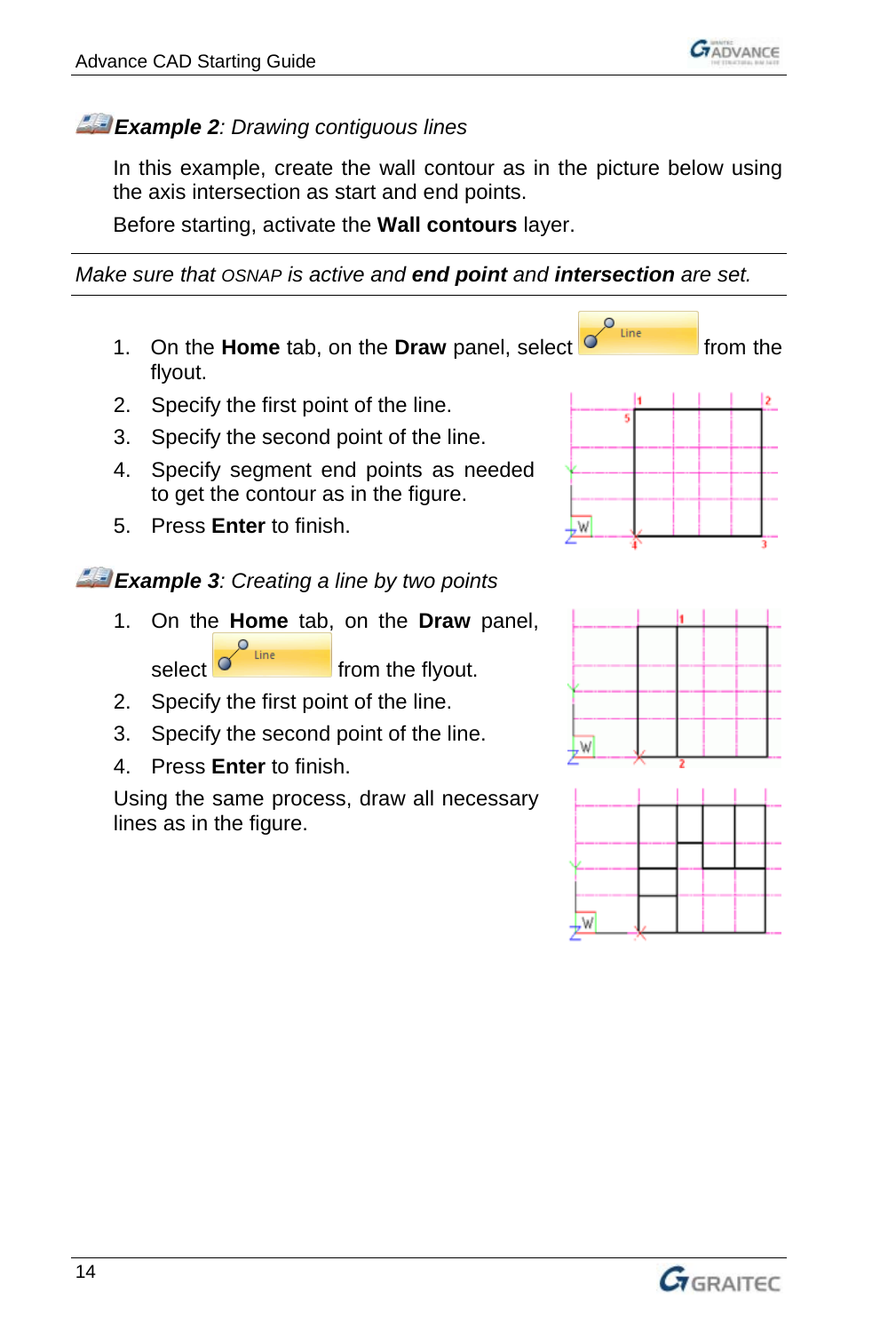**Example 2**: *Drawing contiguous lines*

In this example, create the wall contour as in the picture below using the axis intersection as start and end points.

Before starting, activate the **Wall contours** layer.

---

*Make sure that OSNAP is active and **end point** and **intersection** are set.*

---

1. On the **Home** tab, on the **Draw** panel, select Line from the flyout.
2. Specify the first point of the line.
3. Specify the second point of the line.
4. Specify segment end points as needed to get the contour as in the figure.
5. Press **Enter** to finish.

**Example 3**: *Creating a line by two points*

1. On the **Home** tab, on the **Draw** panel, select Line from the flyout.
2. Specify the first point of the line.
3. Specify the second point of the line.
4. Press **Enter** to finish.

Using the same process, draw all necessary lines as in the figure.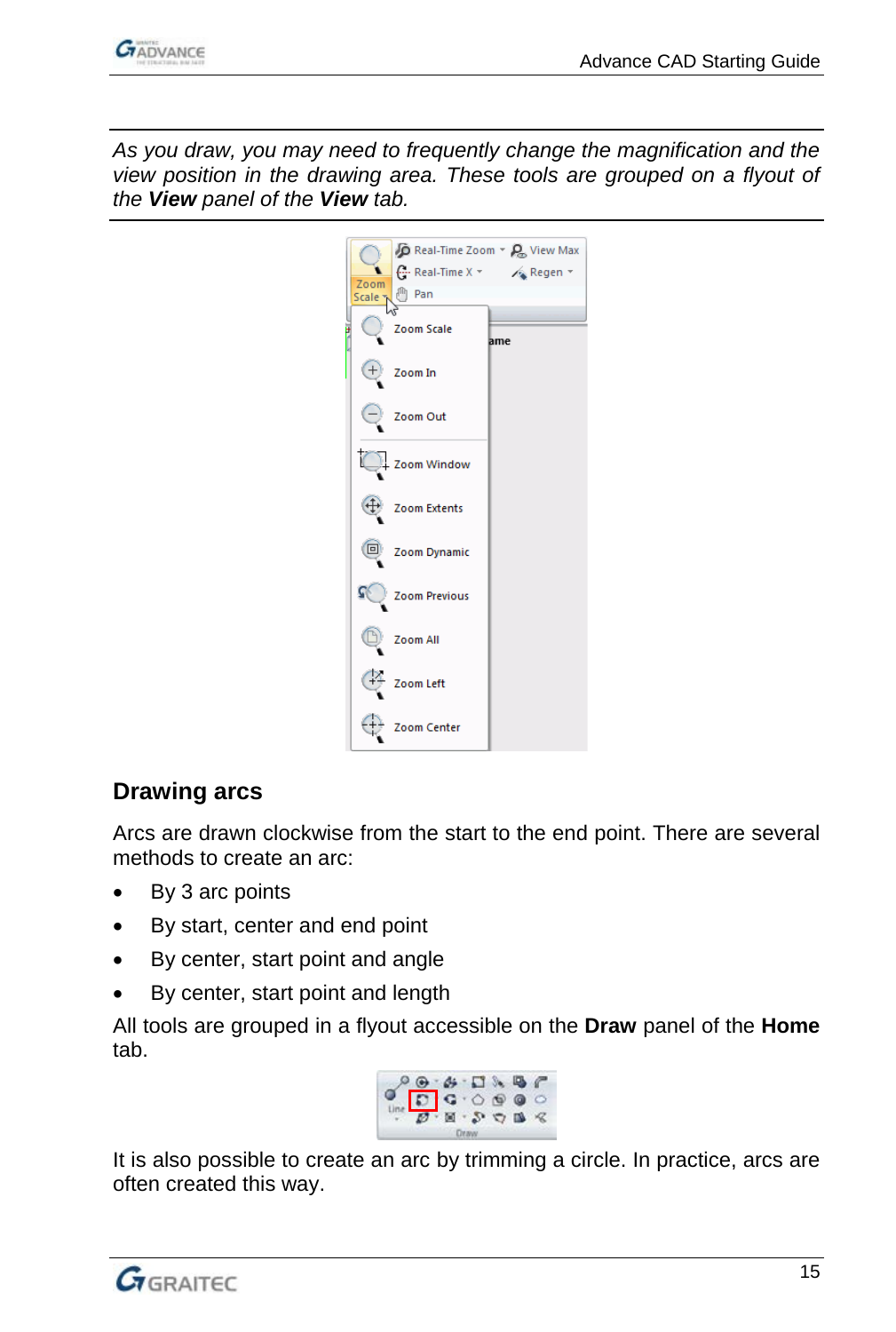*As you draw, you may need to frequently change the magnification and the view position in the drawing area. These tools are grouped on a flyout of the* ***View*** *panel of the* ***View*** *tab.*

## Drawing arcs

Arcs are drawn clockwise from the start to the end point. There are several methods to create an arc:

- By 3 arc points
- By start, center and end point
- By center, start point and angle
- By center, start point and length

All tools are grouped in a flyout accessible on the **Draw** panel of the **Home** tab.

It is also possible to create an arc by trimming a circle. In practice, arcs are often created this way.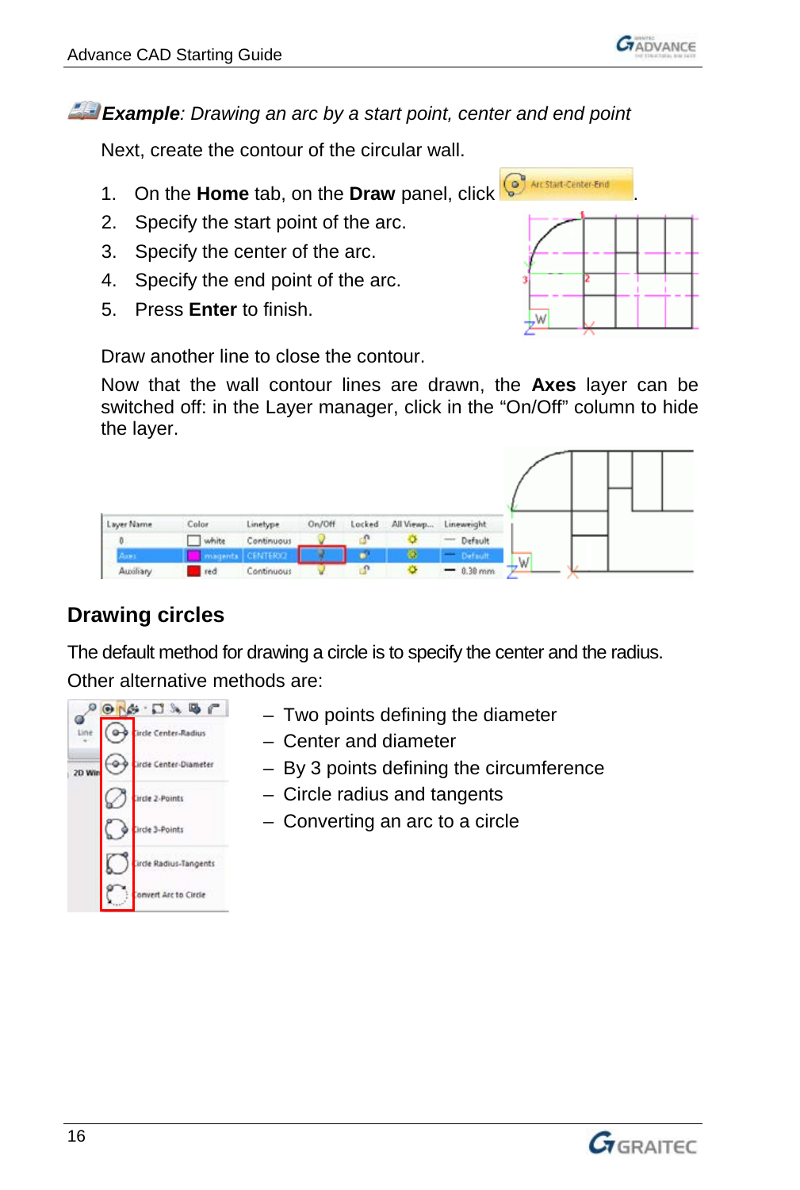***Example**: Drawing an arc by a start point, center and end point*

Next, create the contour of the circular wall.

1. On the **Home** tab, on the **Draw** panel, click .
2. Specify the start point of the arc.
3. Specify the center of the arc.
4. Specify the end point of the arc.
5. Press **Enter** to finish.

Draw another line to close the contour.

Now that the wall contour lines are drawn, the **Axes** layer can be switched off: in the Layer manager, click in the "On/Off" column to hide the layer.

## Drawing circles

The default method for drawing a circle is to specify the center and the radius.

Other alternative methods are:

- Two points defining the diameter
- Center and diameter
- By 3 points defining the circumference
- Circle radius and tangents
- Converting an arc to a circle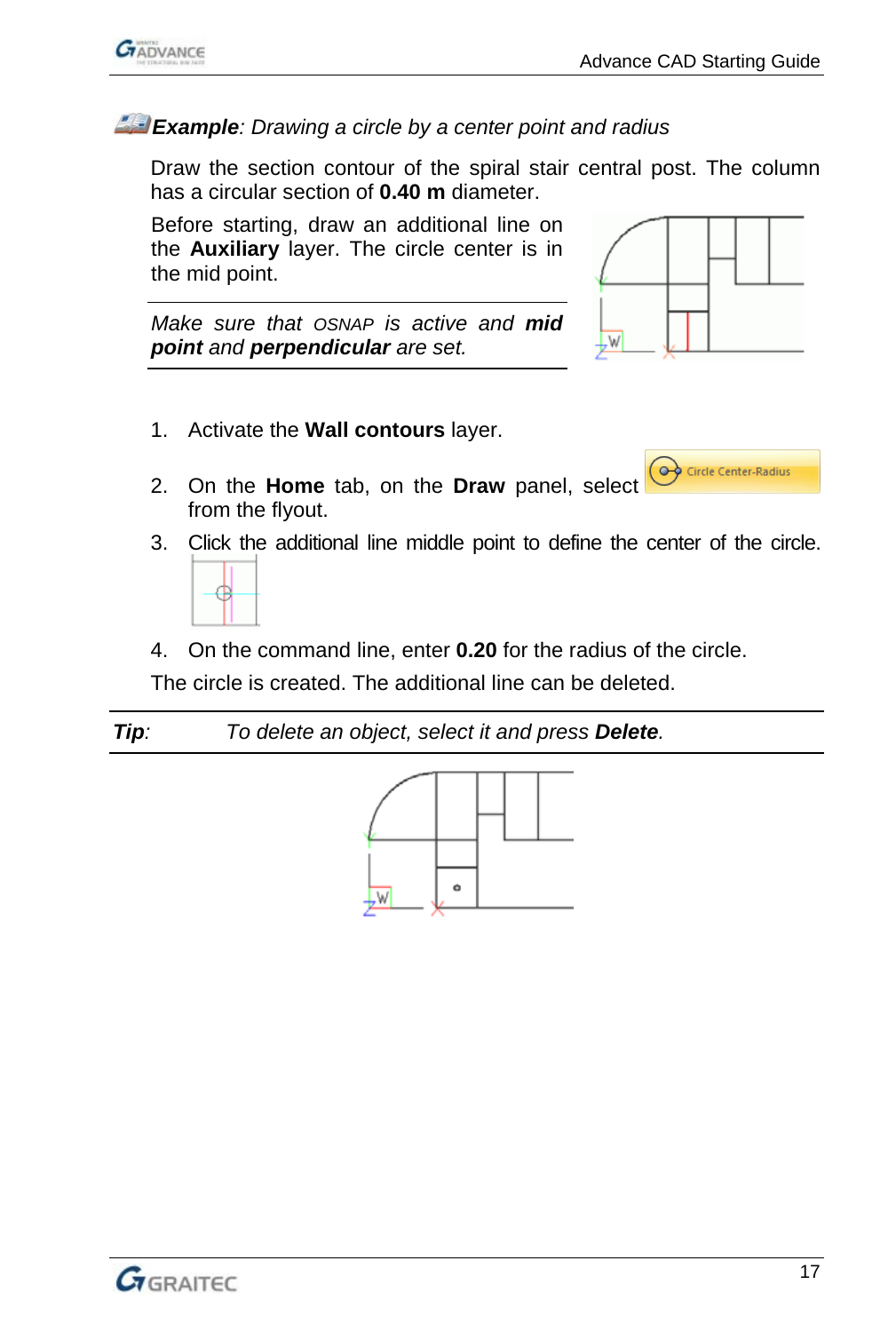**Example**: *Drawing a circle by a center point and radius*

Draw the section contour of the spiral stair central post. The column has a circular section of **0.40 m** diameter.

Before starting, draw an additional line on the **Auxiliary** layer. The circle center is in the mid point.

*Make sure that OSNAP is active and **mid point** and **perpendicular** are set.*

1. Activate the **Wall contours** layer.
2. On the **Home** tab, on the **Draw** panel, select Circle Center-Radius from the flyout.
3. Click the additional line middle point to define the center of the circle.
4. On the command line, enter **0.20** for the radius of the circle.

The circle is created. The additional line can be deleted.

***Tip***: *To delete an object, select it and press **Delete**.*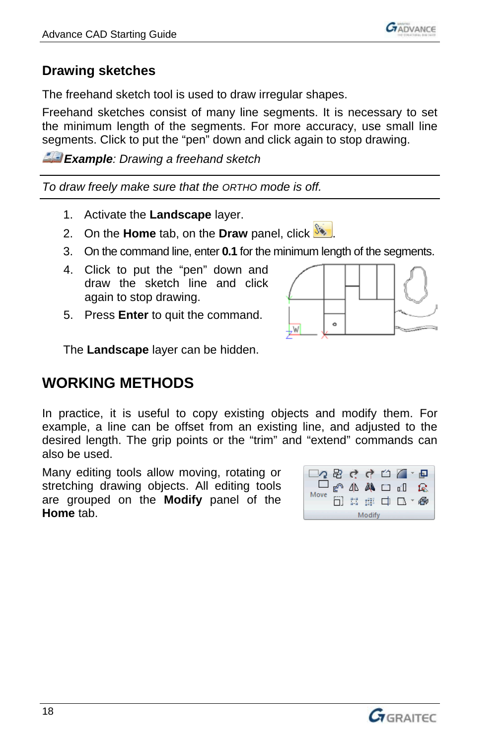## Drawing sketches

The freehand sketch tool is used to draw irregular shapes.

Freehand sketches consist of many line segments. It is necessary to set the minimum length of the segments. For more accuracy, use small line segments. Click to put the "pen" down and click again to stop drawing.

***Example**: Drawing a freehand sketch*

---

*To draw freely make sure that the ORTHO mode is off.*

---

1. Activate the **Landscape** layer.
2. On the **Home** tab, on the **Draw** panel, click .
3. On the command line, enter **0.1** for the minimum length of the segments.
4. Click to put the "pen" down and draw the sketch line and click again to stop drawing.
5. Press **Enter** to quit the command.

The **Landscape** layer can be hidden.

# WORKING METHODS

In practice, it is useful to copy existing objects and modify them. For example, a line can be offset from an existing line, and adjusted to the desired length. The grip points or the "trim" and "extend" commands can also be used.

Many editing tools allow moving, rotating or stretching drawing objects. All editing tools are grouped on the **Modify** panel of the **Home** tab.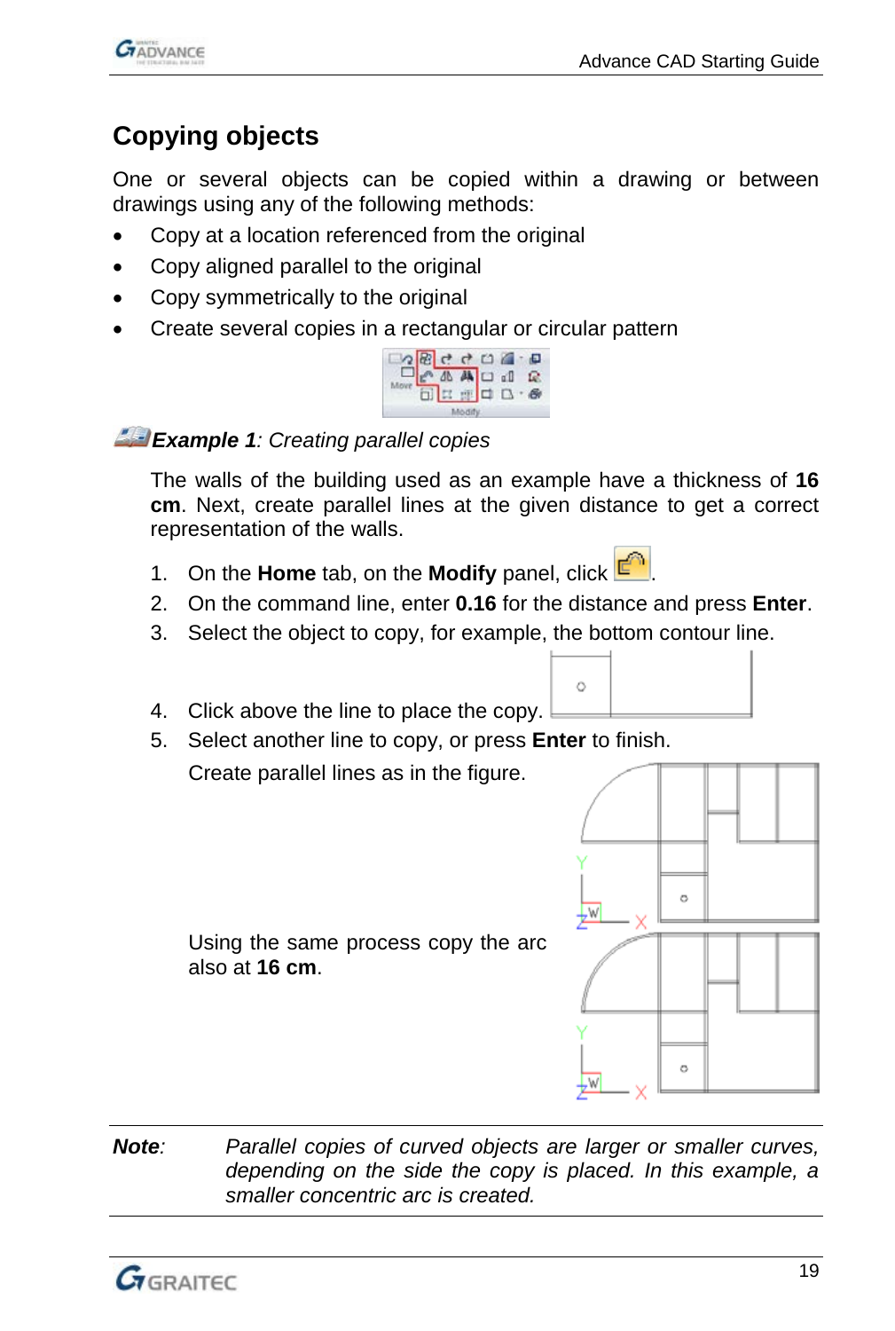## Copying objects

One or several objects can be copied within a drawing or between drawings using any of the following methods:

- Copy at a location referenced from the original
- Copy aligned parallel to the original
- Copy symmetrically to the original
- Create several copies in a rectangular or circular pattern

***Example 1**: Creating parallel copies*

The walls of the building used as an example have a thickness of **16 cm**. Next, create parallel lines at the given distance to get a correct representation of the walls.

1. On the **Home** tab, on the **Modify** panel, click .
2. On the command line, enter **0.16** for the distance and press **Enter**.
3. Select the object to copy, for example, the bottom contour line.
4. Click above the line to place the copy.
5. Select another line to copy, or press **Enter** to finish.

   Create parallel lines as in the figure.

   Using the same process copy the arc also at **16 cm**.

| | |
|---|---|
| ***Note**:* | *Parallel copies of curved objects are larger or smaller curves, depending on the side the copy is placed. In this example, a smaller concentric arc is created.* |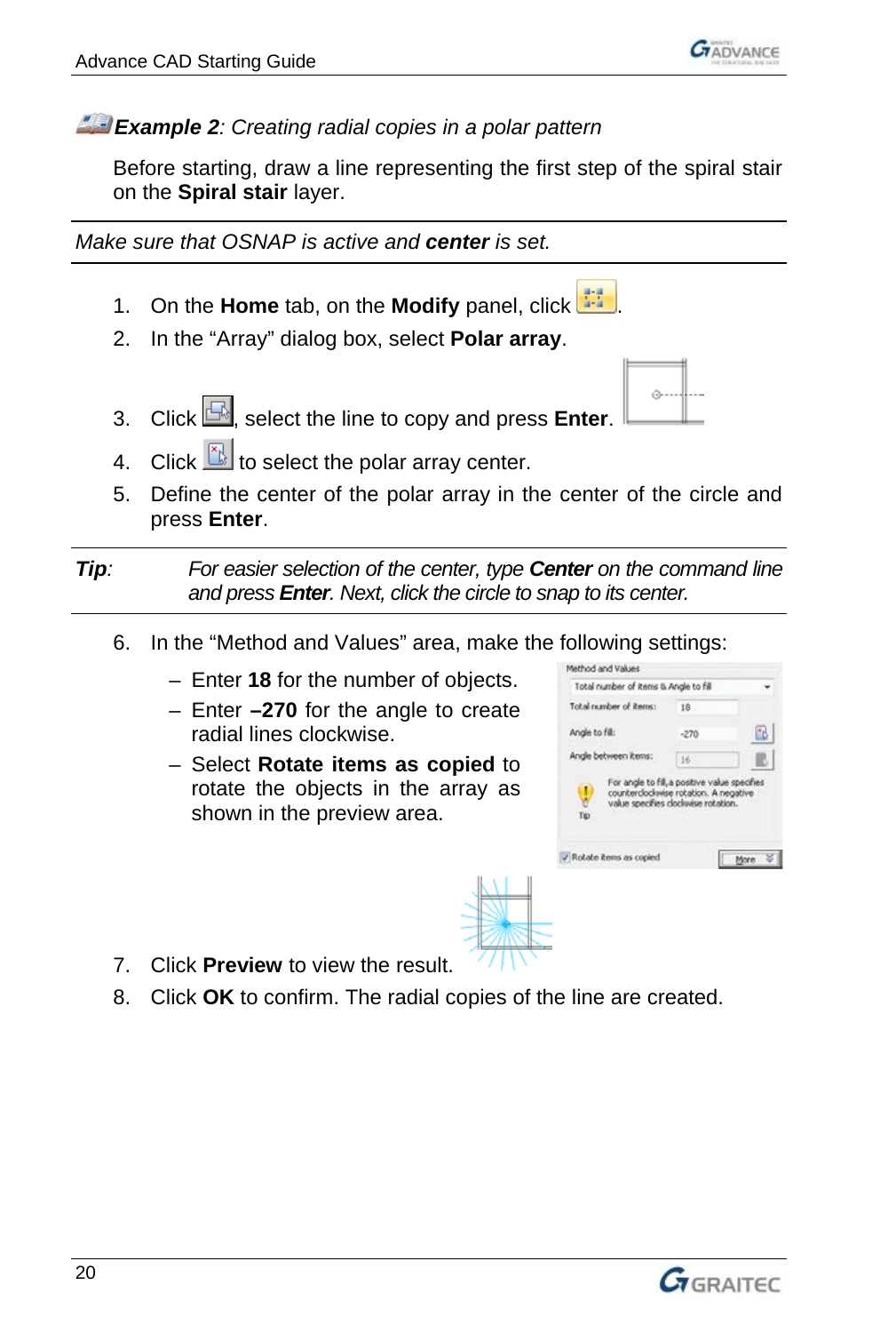### ***Example 2**: Creating radial copies in a polar pattern*

Before starting, draw a line representing the first step of the spiral stair on the **Spiral stair** layer.

---

*Make sure that OSNAP is active and **center** is set.*

---

1. On the **Home** tab, on the **Modify** panel, click .
2. In the “Array” dialog box, select **Polar array**.
3. Click , select the line to copy and press **Enter**.
4. Click  to select the polar array center.
5. Define the center of the polar array in the center of the circle and press **Enter**.

---

***Tip**:* *For easier selection of the center, type **Center** on the command line and press **Enter**. Next, click the circle to snap to its center.*

---

6. In the “Method and Values” area, make the following settings:
   - Enter **18** for the number of objects.
   - Enter **–270** for the angle to create radial lines clockwise.
   - Select **Rotate items as copied** to rotate the objects in the array as shown in the preview area.
7. Click **Preview** to view the result.
8. Click **OK** to confirm. The radial copies of the line are created.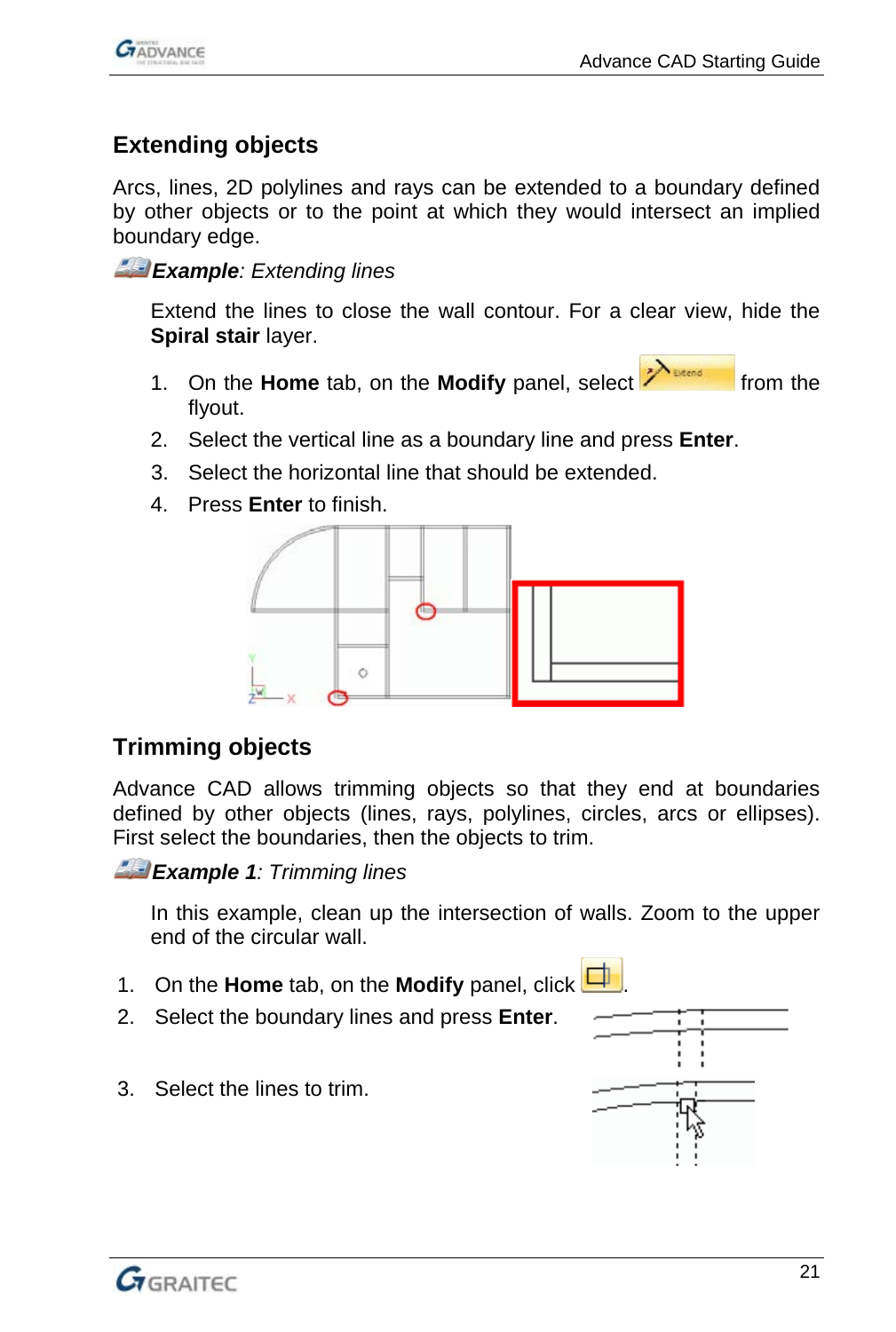## Extending objects

Arcs, lines, 2D polylines and rays can be extended to a boundary defined by other objects or to the point at which they would intersect an implied boundary edge.

***Example**: Extending lines*

Extend the lines to close the wall contour. For a clear view, hide the **Spiral stair** layer.

1. On the **Home** tab, on the **Modify** panel, select Extend from the flyout.
2. Select the vertical line as a boundary line and press **Enter**.
3. Select the horizontal line that should be extended.
4. Press **Enter** to finish.

## Trimming objects

Advance CAD allows trimming objects so that they end at boundaries defined by other objects (lines, rays, polylines, circles, arcs or ellipses). First select the boundaries, then the objects to trim.

***Example 1**: Trimming lines*

In this example, clean up the intersection of walls. Zoom to the upper end of the circular wall.

1. On the **Home** tab, on the **Modify** panel, click .
2. Select the boundary lines and press **Enter**.
3. Select the lines to trim.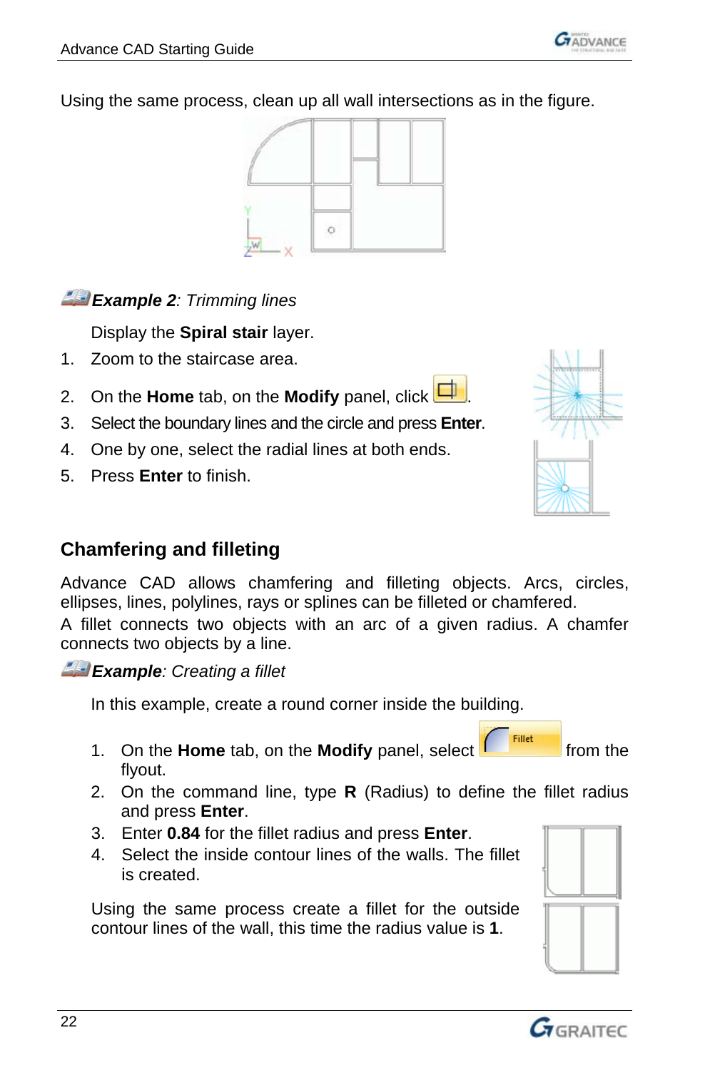Using the same process, clean up all wall intersections as in the figure.

***Example 2**: Trimming lines*

Display the **Spiral stair** layer.

1. Zoom to the staircase area.
2. On the **Home** tab, on the **Modify** panel, click .
3. Select the boundary lines and the circle and press **Enter**.
4. One by one, select the radial lines at both ends.
5. Press **Enter** to finish.

## Chamfering and filleting

Advance CAD allows chamfering and filleting objects. Arcs, circles, ellipses, lines, polylines, rays or splines can be filleted or chamfered.
A fillet connects two objects with an arc of a given radius. A chamfer connects two objects by a line.

***Example**: Creating a fillet*

In this example, create a round corner inside the building.

1. On the **Home** tab, on the **Modify** panel, select Fillet from the flyout.
2. On the command line, type **R** (Radius) to define the fillet radius and press **Enter**.
3. Enter **0.84** for the fillet radius and press **Enter**.
4. Select the inside contour lines of the walls. The fillet is created.

Using the same process create a fillet for the outside contour lines of the wall, this time the radius value is **1**.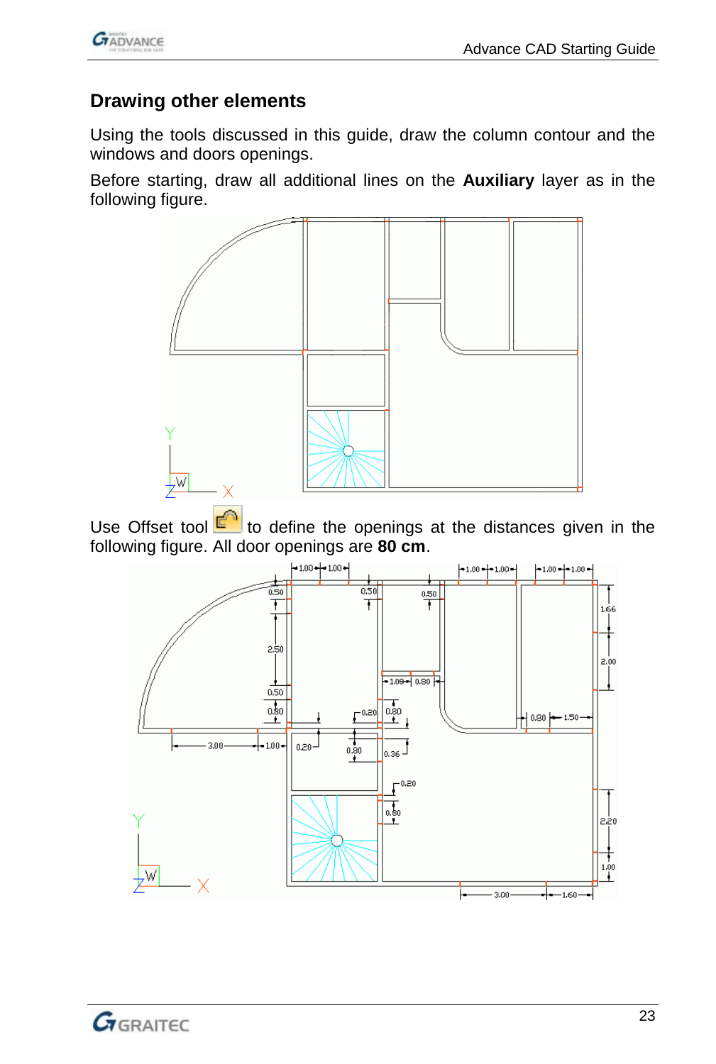## Drawing other elements

Using the tools discussed in this guide, draw the column contour and the windows and doors openings.

Before starting, draw all additional lines on the **Auxiliary** layer as in the following figure.

Use Offset tool to define the openings at the distances given in the following figure. All door openings are **80 cm**.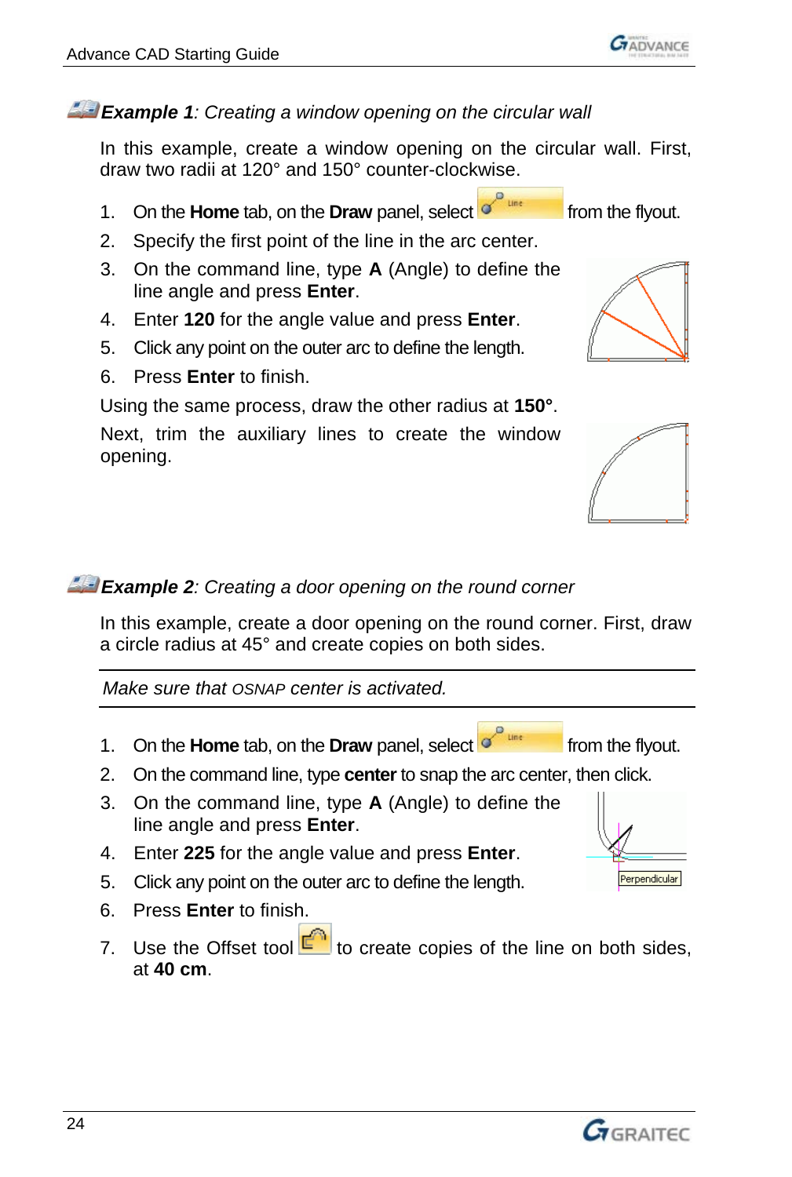**Example 1**: *Creating a window opening on the circular wall*

In this example, create a window opening on the circular wall. First, draw two radii at 120° and 150° counter-clockwise.

1. On the **Home** tab, on the **Draw** panel, select Line from the flyout.
2. Specify the first point of the line in the arc center.
3. On the command line, type **A** (Angle) to define the line angle and press **Enter**.
4. Enter **120** for the angle value and press **Enter**.
5. Click any point on the outer arc to define the length.
6. Press **Enter** to finish.

Using the same process, draw the other radius at **150°**.

Next, trim the auxiliary lines to create the window opening.

**Example 2**: *Creating a door opening on the round corner*

In this example, create a door opening on the round corner. First, draw a circle radius at 45° and create copies on both sides.

*Make sure that OSNAP center is activated.*

1. On the **Home** tab, on the **Draw** panel, select Line from the flyout.
2. On the command line, type **center** to snap the arc center, then click.
3. On the command line, type **A** (Angle) to define the line angle and press **Enter**.
4. Enter **225** for the angle value and press **Enter**.
5. Click any point on the outer arc to define the length.
6. Press **Enter** to finish.
7. Use the Offset tool to create copies of the line on both sides, at **40 cm**.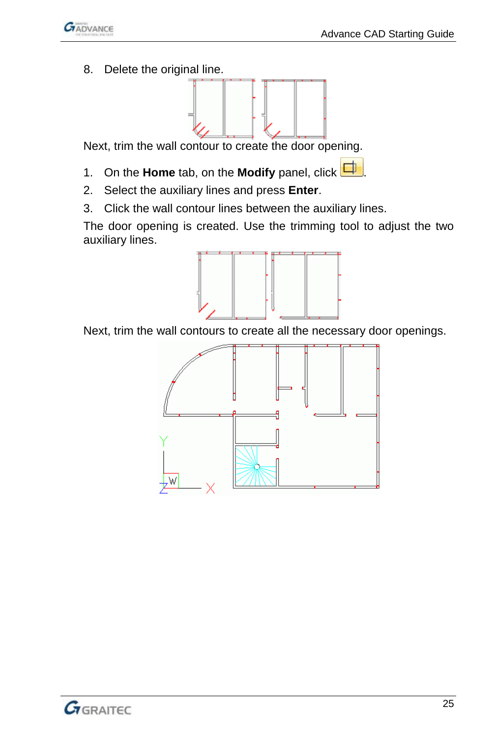8. Delete the original line.

Next, trim the wall contour to create the door opening.

1. On the **Home** tab, on the **Modify** panel, click .
2. Select the auxiliary lines and press **Enter**.
3. Click the wall contour lines between the auxiliary lines.

The door opening is created. Use the trimming tool to adjust the two auxiliary lines.

Next, trim the wall contours to create all the necessary door openings.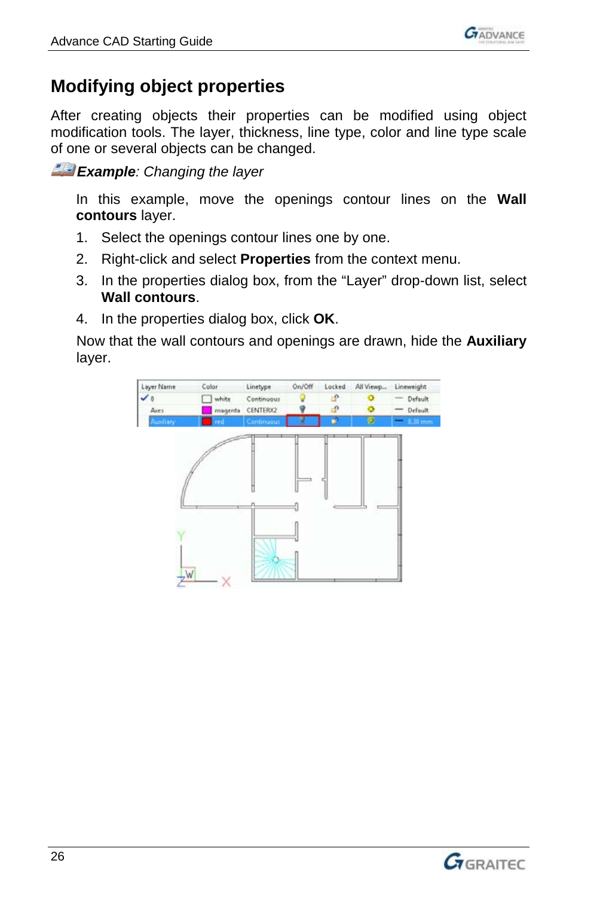## Modifying object properties

After creating objects their properties can be modified using object modification tools. The layer, thickness, line type, color and line type scale of one or several objects can be changed.

***Example**: Changing the layer*

In this example, move the openings contour lines on the **Wall contours** layer.

1. Select the openings contour lines one by one.
2. Right-click and select **Properties** from the context menu.
3. In the properties dialog box, from the “Layer” drop-down list, select **Wall contours**.
4. In the properties dialog box, click **OK**.

Now that the wall contours and openings are drawn, hide the **Auxiliary** layer.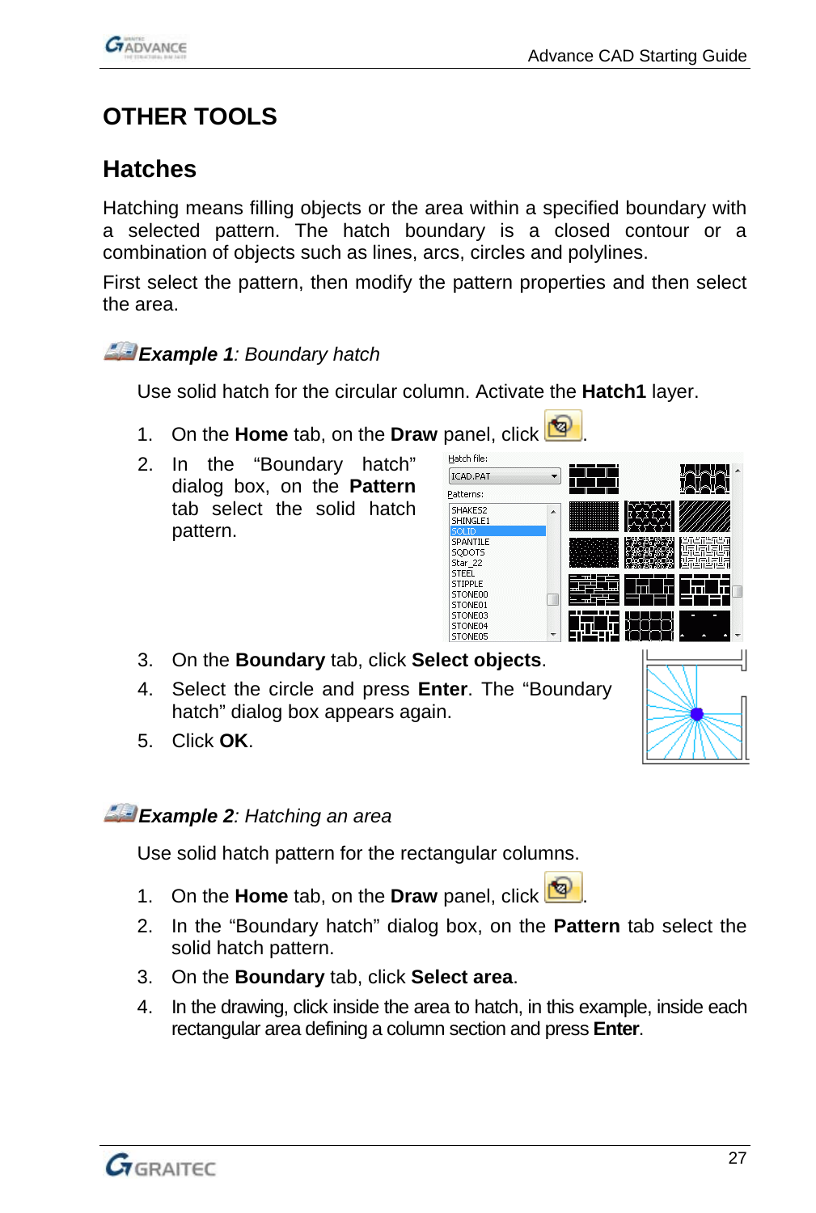// OTHER TOOLS

## Hatches

Hatching means filling objects or the area within a specified boundary with a selected pattern. The hatch boundary is a closed contour or a combination of objects such as lines, arcs, circles and polylines.

First select the pattern, then modify the pattern properties and then select the area.

***Example 1**: Boundary hatch*

Use solid hatch for the circular column. Activate the **Hatch1** layer.

1. On the **Home** tab, on the **Draw** panel, click .
2. In the “Boundary hatch” dialog box, on the **Pattern** tab select the solid hatch pattern.
3. On the **Boundary** tab, click **Select objects**.
4. Select the circle and press **Enter**. The “Boundary hatch” dialog box appears again.
5. Click **OK**.

***Example 2**: Hatching an area*

Use solid hatch pattern for the rectangular columns.

1. On the **Home** tab, on the **Draw** panel, click .
2. In the “Boundary hatch” dialog box, on the **Pattern** tab select the solid hatch pattern.
3. On the **Boundary** tab, click **Select area**.
4. In the drawing, click inside the area to hatch, in this example, inside each rectangular area defining a column section and press **Enter**.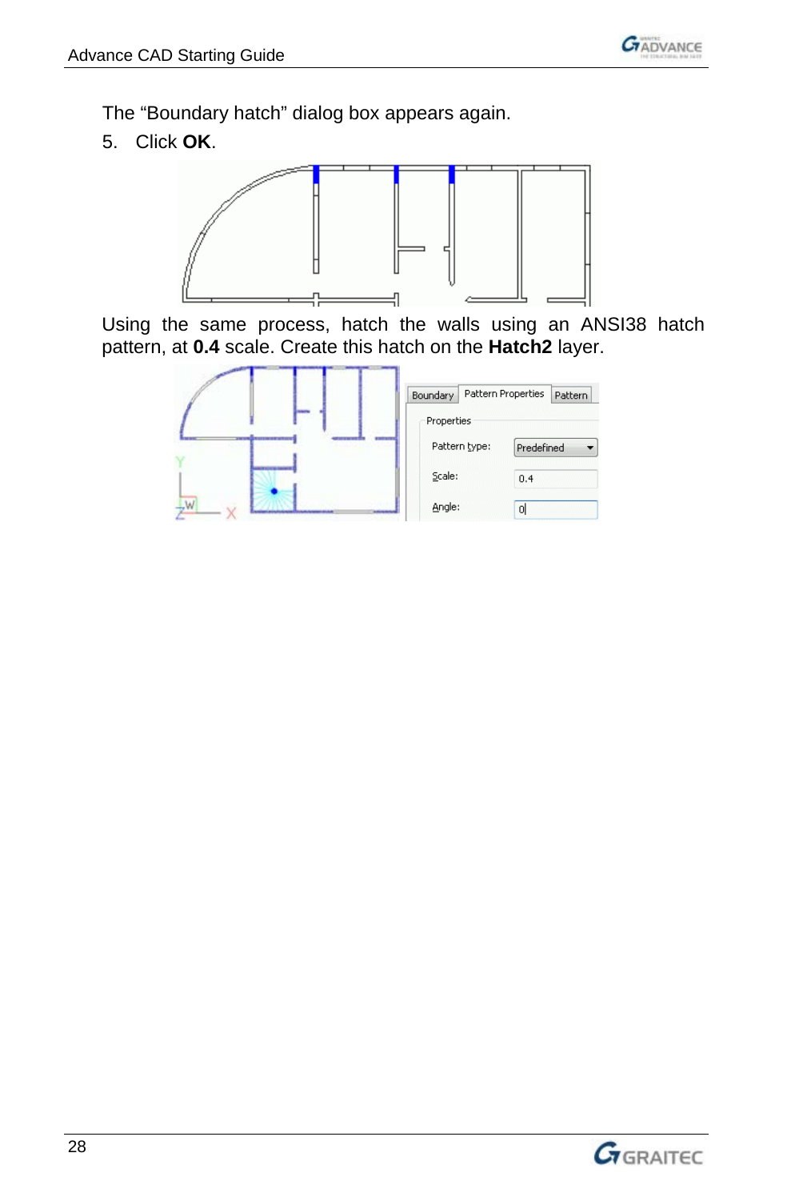The "Boundary hatch" dialog box appears again.

5. Click **OK**.

Using the same process, hatch the walls using an ANSI38 hatch pattern, at **0.4** scale. Create this hatch on the **Hatch2** layer.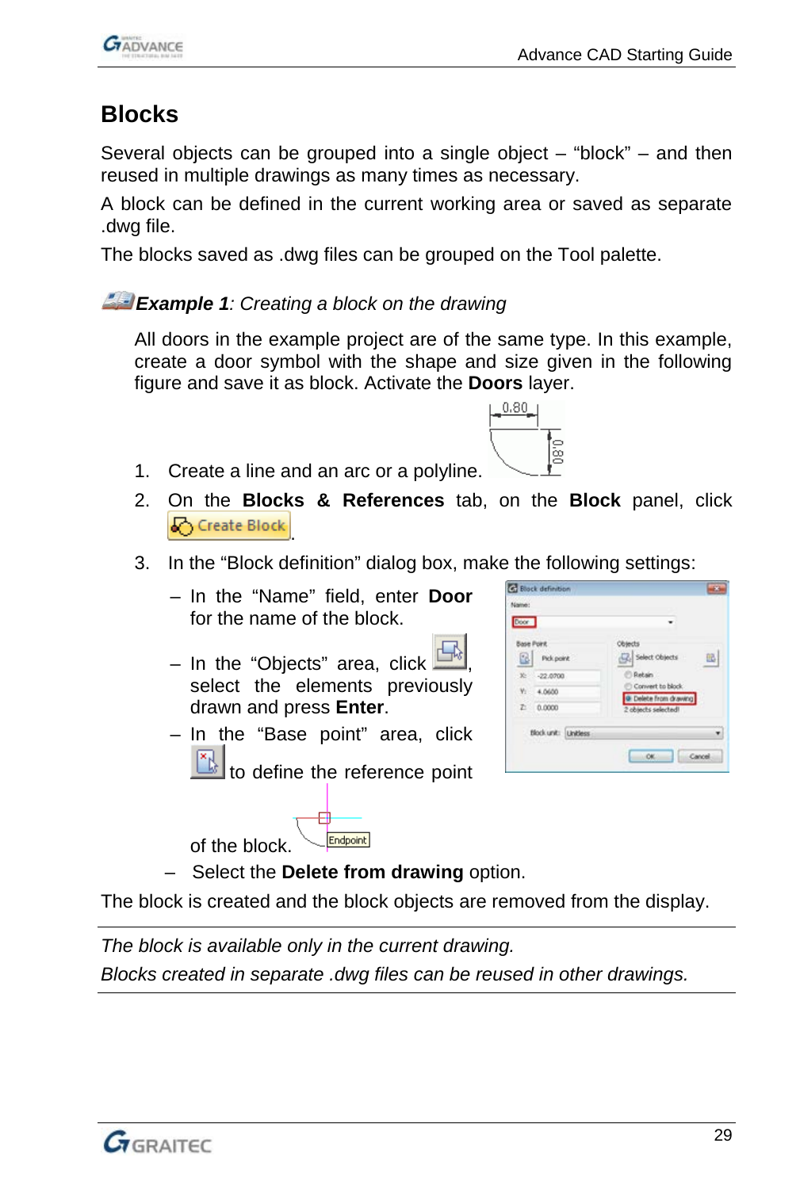# Blocks

Several objects can be grouped into a single object – "block" – and then reused in multiple drawings as many times as necessary.

A block can be defined in the current working area or saved as separate .dwg file.

The blocks saved as .dwg files can be grouped on the Tool palette.

***Example 1****: Creating a block on the drawing*

All doors in the example project are of the same type. In this example, create a door symbol with the shape and size given in the following figure and save it as block. Activate the **Doors** layer.

1. Create a line and an arc or a polyline.
2. On the **Blocks & References** tab, on the **Block** panel, click Create Block.
3. In the "Block definition" dialog box, make the following settings:
   - In the "Name" field, enter **Door** for the name of the block.
   - In the "Objects" area, click , select the elements previously drawn and press **Enter**.
   - In the "Base point" area, click  to define the reference point of the block.
   - Select the **Delete from drawing** option.

The block is created and the block objects are removed from the display.

---

*The block is available only in the current drawing.*

*Blocks created in separate .dwg files can be reused in other drawings.*

---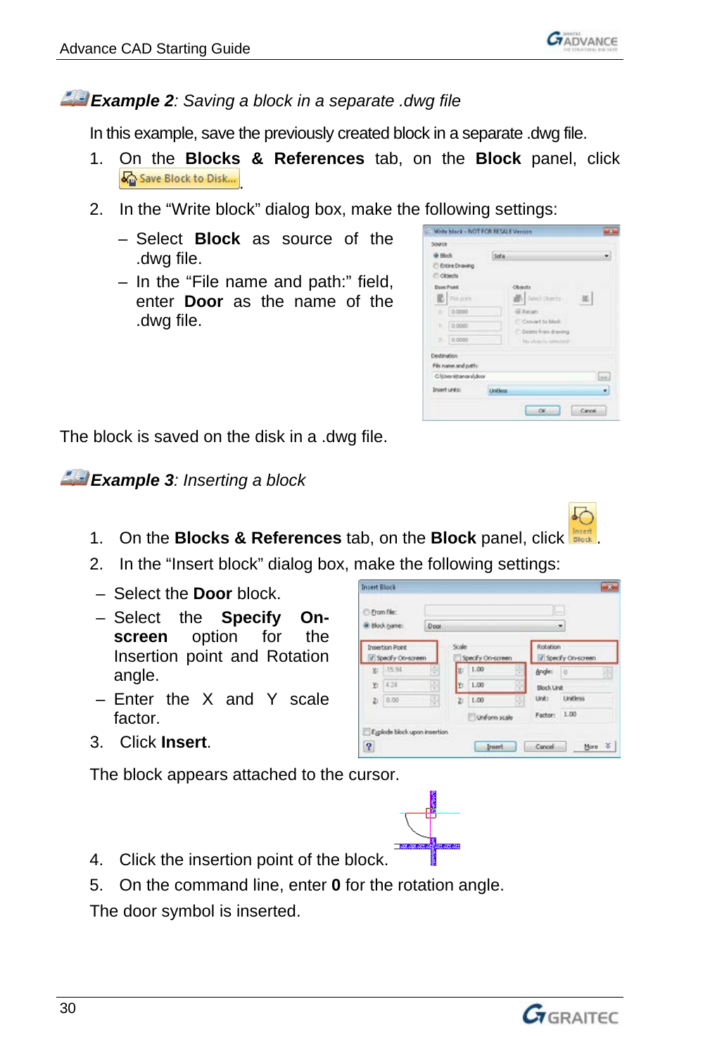### *Example 2: Saving a block in a separate .dwg file*

In this example, save the previously created block in a separate .dwg file.

1. On the **Blocks & References** tab, on the **Block** panel, click Save Block to Disk... .
2. In the "Write block" dialog box, make the following settings:
   - Select **Block** as source of the .dwg file.
   - In the "File name and path:" field, enter **Door** as the name of the .dwg file.

The block is saved on the disk in a .dwg file.

### *Example 3: Inserting a block*

1. On the **Blocks & References** tab, on the **Block** panel, click Insert Block.
2. In the "Insert block" dialog box, make the following settings:
   - Select the **Door** block.
   - Select the **Specify On-screen** option for the Insertion point and Rotation angle.
   - Enter the X and Y scale factor.
3. Click **Insert**.

The block appears attached to the cursor.

4. Click the insertion point of the block.
5. On the command line, enter **0** for the rotation angle.

The door symbol is inserted.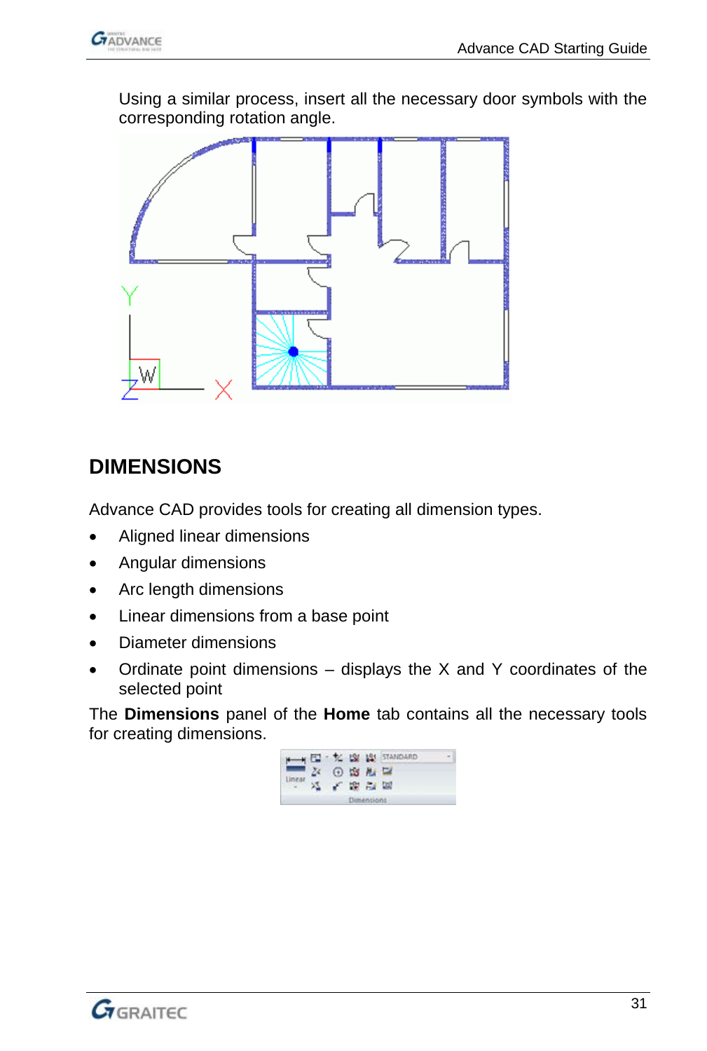Using a similar process, insert all the necessary door symbols with the corresponding rotation angle.

## DIMENSIONS

Advance CAD provides tools for creating all dimension types.

- Aligned linear dimensions
- Angular dimensions
- Arc length dimensions
- Linear dimensions from a base point
- Diameter dimensions
- Ordinate point dimensions – displays the X and Y coordinates of the selected point

The **Dimensions** panel of the **Home** tab contains all the necessary tools for creating dimensions.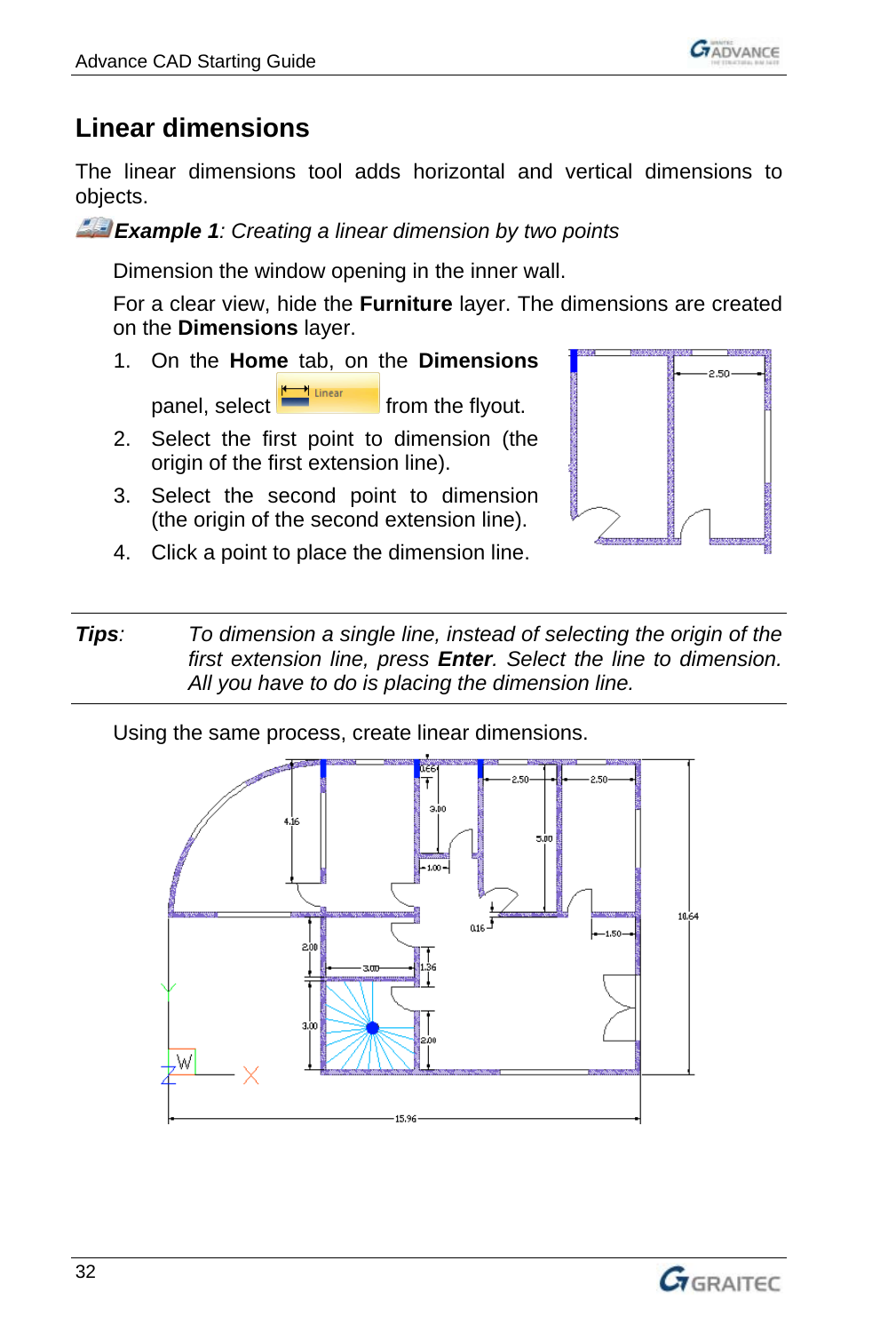## Linear dimensions

The linear dimensions tool adds horizontal and vertical dimensions to objects.

***Example 1**: Creating a linear dimension by two points*

Dimension the window opening in the inner wall.

For a clear view, hide the **Furniture** layer. The dimensions are created on the **Dimensions** layer.

1. On the **Home** tab, on the **Dimensions** panel, select Linear from the flyout.
2. Select the first point to dimension (the origin of the first extension line).
3. Select the second point to dimension (the origin of the second extension line).
4. Click a point to place the dimension line.

**Tips**: *To dimension a single line, instead of selecting the origin of the first extension line, press **Enter**. Select the line to dimension. All you have to do is placing the dimension line.*

Using the same process, create linear dimensions.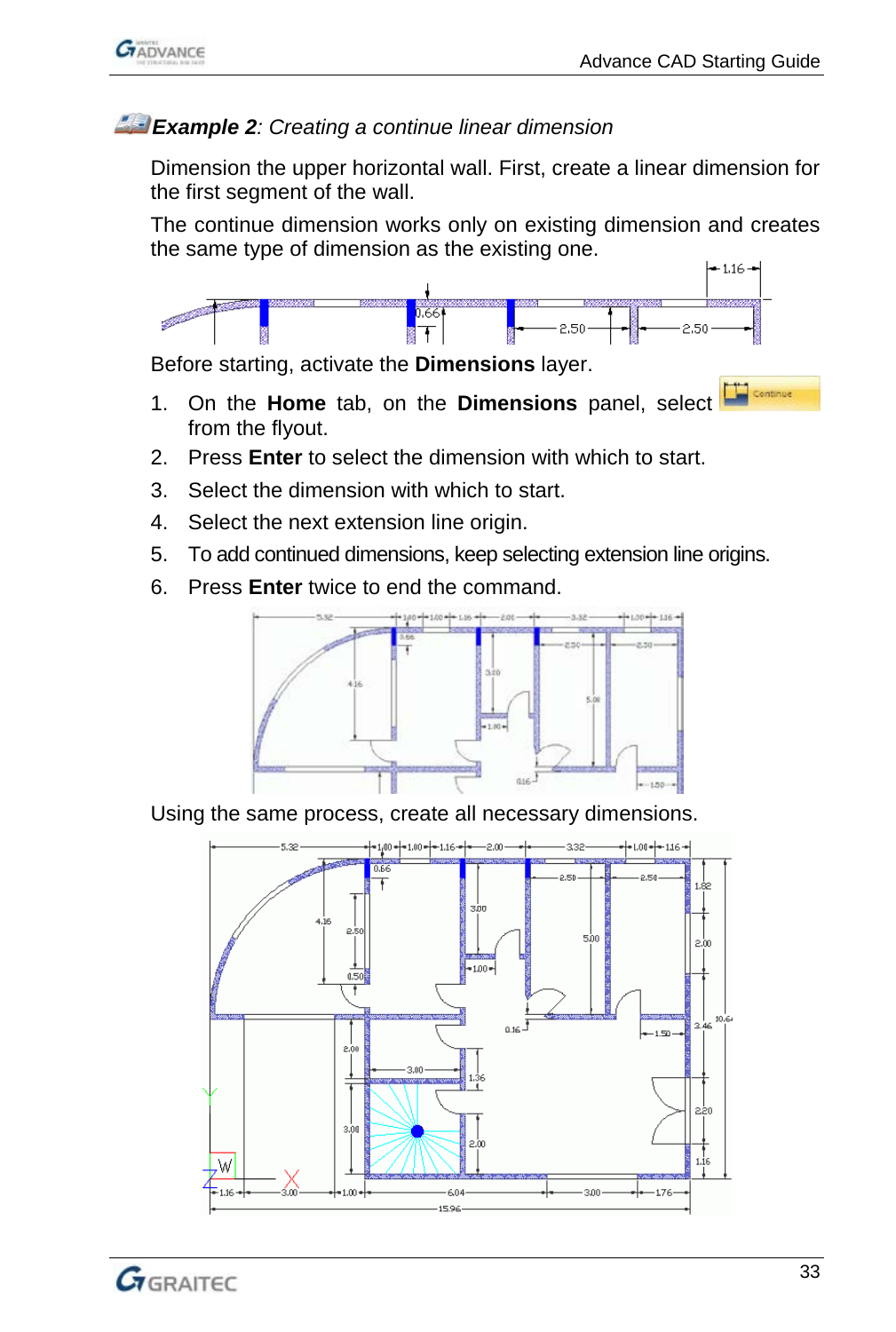### ***Example 2**: Creating a continue linear dimension*

Dimension the upper horizontal wall. First, create a linear dimension for the first segment of the wall.

The continue dimension works only on existing dimension and creates the same type of dimension as the existing one.

Before starting, activate the **Dimensions** layer.

1. On the **Home** tab, on the **Dimensions** panel, select from the flyout.
2. Press **Enter** to select the dimension with which to start.
3. Select the dimension with which to start.
4. Select the next extension line origin.
5. To add continued dimensions, keep selecting extension line origins.
6. Press **Enter** twice to end the command.

Using the same process, create all necessary dimensions.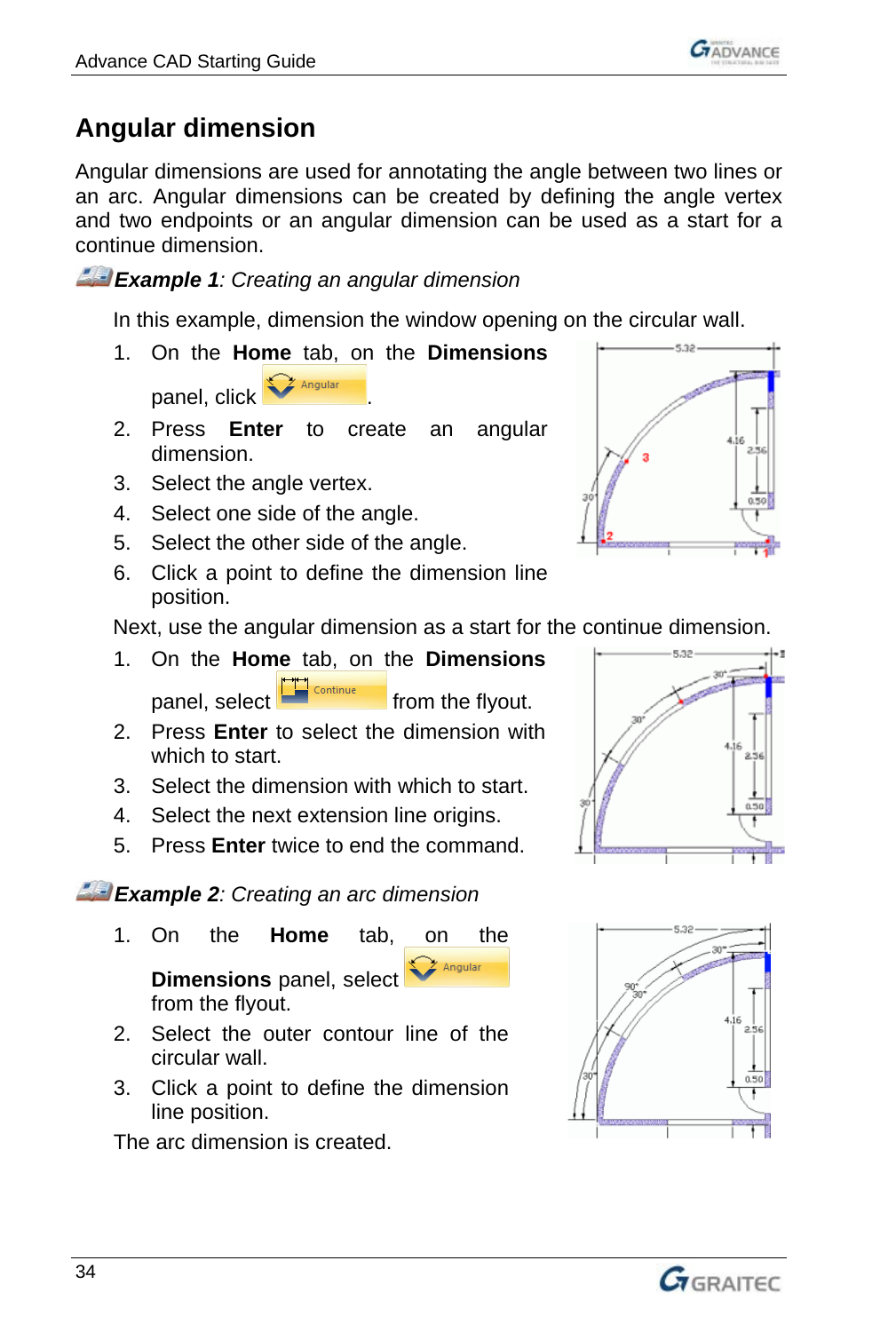## Angular dimension

Angular dimensions are used for annotating the angle between two lines or an arc. Angular dimensions can be created by defining the angle vertex and two endpoints or an angular dimension can be used as a start for a continue dimension.

***Example 1**: Creating an angular dimension*

In this example, dimension the window opening on the circular wall.

1. On the **Home** tab, on the **Dimensions** panel, click Angular.
2. Press **Enter** to create an angular dimension.
3. Select the angle vertex.
4. Select one side of the angle.
5. Select the other side of the angle.
6. Click a point to define the dimension line position.

Next, use the angular dimension as a start for the continue dimension.

1. On the **Home** tab, on the **Dimensions** panel, select Continue from the flyout.
2. Press **Enter** to select the dimension with which to start.
3. Select the dimension with which to start.
4. Select the next extension line origins.
5. Press **Enter** twice to end the command.

***Example 2**: Creating an arc dimension*

1. On the **Home** tab, on the **Dimensions** panel, select Angular from the flyout.
2. Select the outer contour line of the circular wall.
3. Click a point to define the dimension line position.

The arc dimension is created.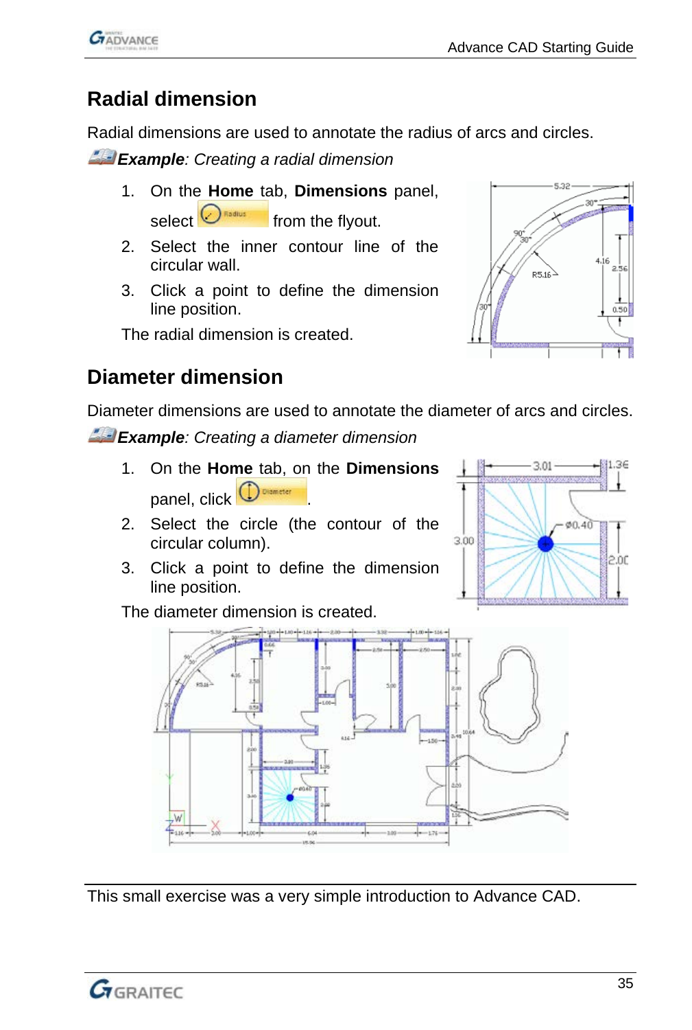## Radial dimension

Radial dimensions are used to annotate the radius of arcs and circles.

***Example**: Creating a radial dimension*

1. On the **Home** tab, **Dimensions** panel, select Radius from the flyout.
2. Select the inner contour line of the circular wall.
3. Click a point to define the dimension line position.

The radial dimension is created.

## Diameter dimension

Diameter dimensions are used to annotate the diameter of arcs and circles.

***Example**: Creating a diameter dimension*

1. On the **Home** tab, on the **Dimensions** panel, click Diameter.
2. Select the circle (the contour of the circular column).
3. Click a point to define the dimension line position.

The diameter dimension is created.

---

This small exercise was a very simple introduction to Advance CAD.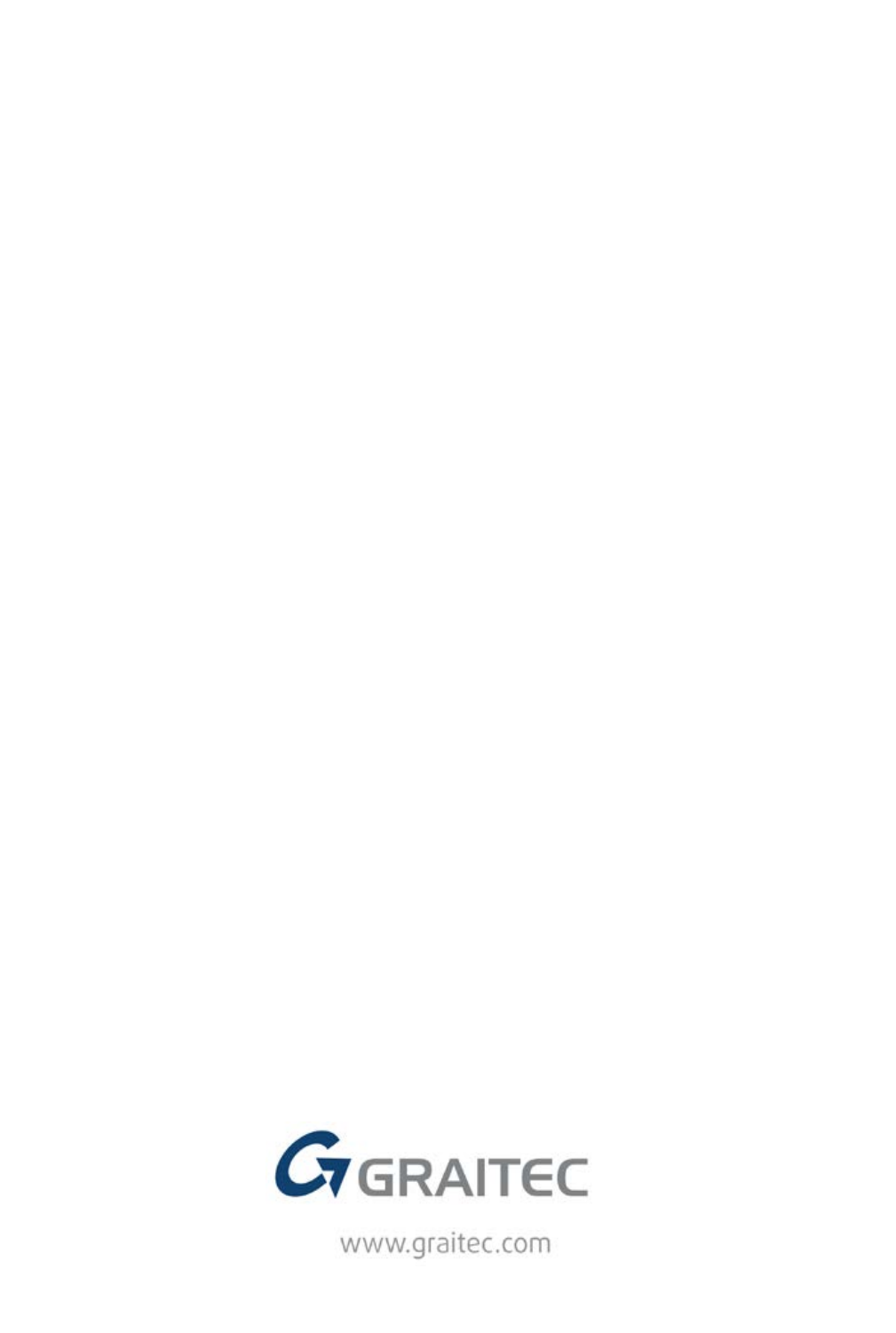GRAITEC

www.graitec.com